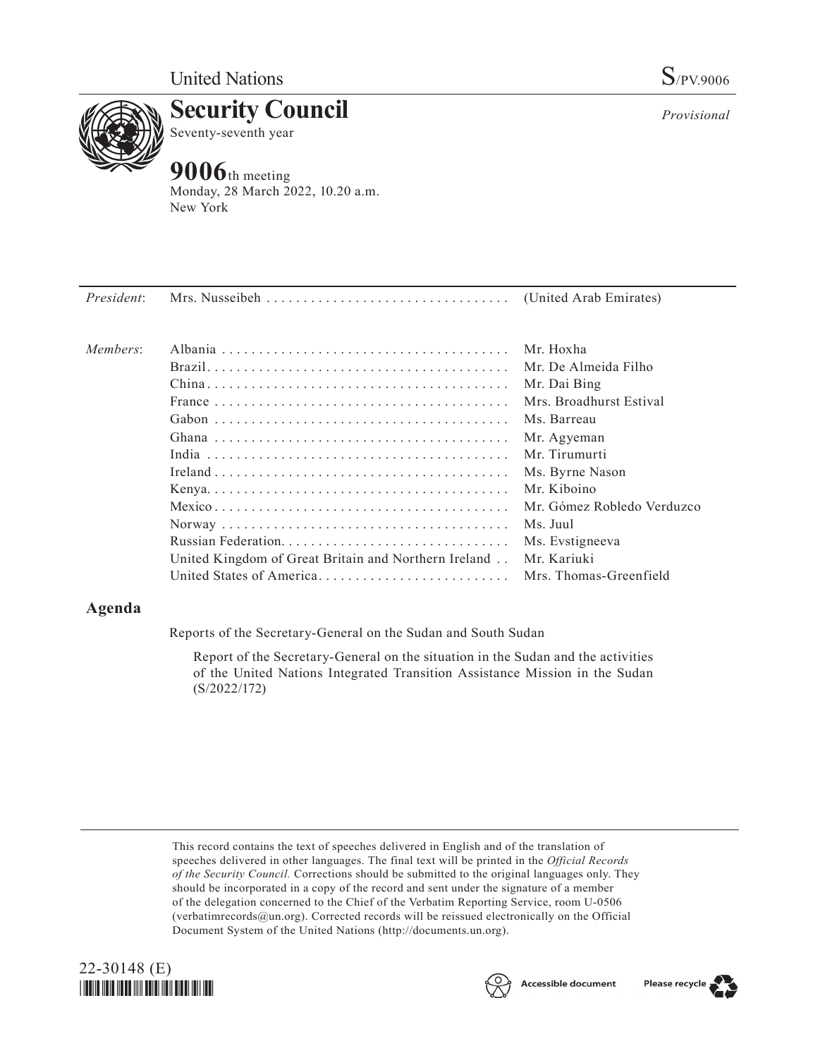United Nations

S/PV.9006

# Security Council

Seventy-seventh year

*Provisional*

# 9006th meeting

Monday, 28 March 2022, 10.20 a.m.
New York

| | | |
|---|---|---|
| *President*: | Mrs. Nusseibeh | (United Arab Emirates) |
| *Members*: | Albania | Mr. Hoxha |
| | Brazil | Mr. De Almeida Filho |
| | China | Mr. Dai Bing |
| | France | Mrs. Broadhurst Estival |
| | Gabon | Ms. Barreau |
| | Ghana | Mr. Agyeman |
| | India | Mr. Tirumurti |
| | Ireland | Ms. Byrne Nason |
| | Kenya | Mr. Kiboino |
| | Mexico | Mr. Gómez Robledo Verduzco |
| | Norway | Ms. Juul |
| | Russian Federation | Ms. Evstigneeva |
| | United Kingdom of Great Britain and Northern Ireland | Mr. Kariuki |
| | United States of America | Mrs. Thomas-Greenfield |

## Agenda

Reports of the Secretary-General on the Sudan and South Sudan

Report of the Secretary-General on the situation in the Sudan and the activities of the United Nations Integrated Transition Assistance Mission in the Sudan (S/2022/172)

This record contains the text of speeches delivered in English and of the translation of speeches delivered in other languages. The final text will be printed in the *Official Records of the Security Council.* Corrections should be submitted to the original languages only. They should be incorporated in a copy of the record and sent under the signature of a member of the delegation concerned to the Chief of the Verbatim Reporting Service, room U-0506 (verbatimrecords@un.org). Corrected records will be reissued electronically on the Official Document System of the United Nations (http://documents.un.org).

22-30148 (E)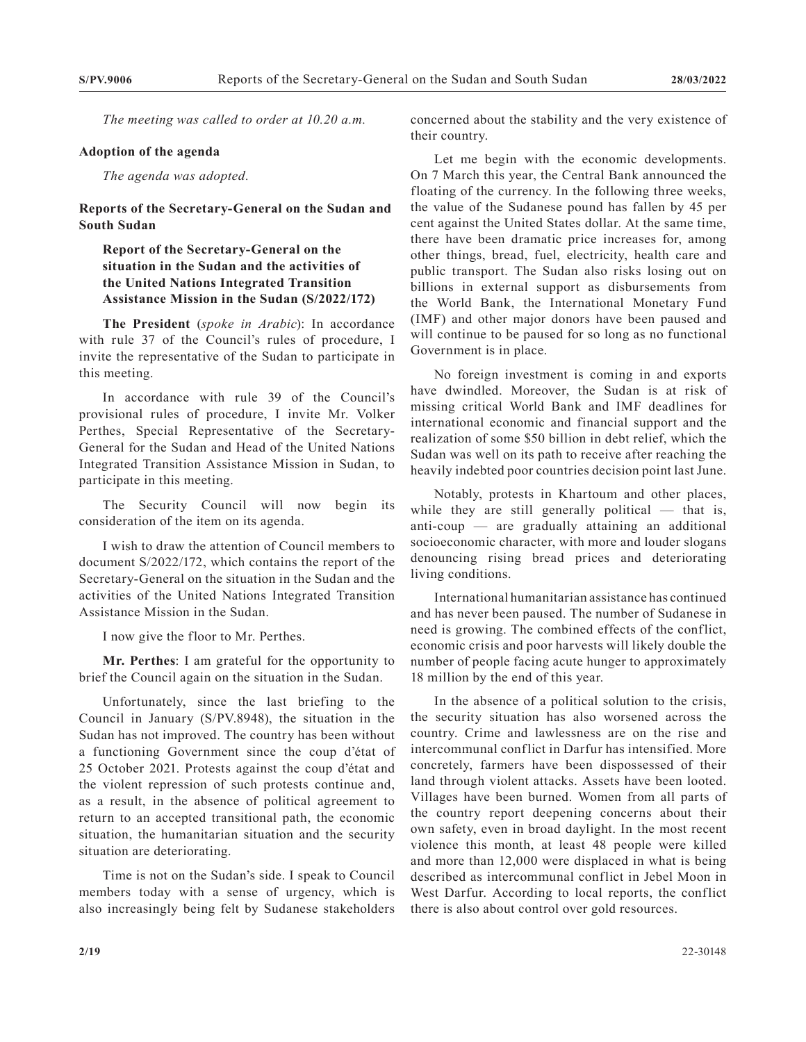*The meeting was called to order at 10.20 a.m.*

**Adoption of the agenda**

*The agenda was adopted.*

**Reports of the Secretary-General on the Sudan and South Sudan**

**Report of the Secretary-General on the situation in the Sudan and the activities of the United Nations Integrated Transition Assistance Mission in the Sudan (S/2022/172)**

**The President** (*spoke in Arabic*): In accordance with rule 37 of the Council's rules of procedure, I invite the representative of the Sudan to participate in this meeting.

In accordance with rule 39 of the Council's provisional rules of procedure, I invite Mr. Volker Perthes, Special Representative of the Secretary-General for the Sudan and Head of the United Nations Integrated Transition Assistance Mission in Sudan, to participate in this meeting.

The Security Council will now begin its consideration of the item on its agenda.

I wish to draw the attention of Council members to document S/2022/172, which contains the report of the Secretary-General on the situation in the Sudan and the activities of the United Nations Integrated Transition Assistance Mission in the Sudan.

I now give the floor to Mr. Perthes.

**Mr. Perthes**: I am grateful for the opportunity to brief the Council again on the situation in the Sudan.

Unfortunately, since the last briefing to the Council in January (S/PV.8948), the situation in the Sudan has not improved. The country has been without a functioning Government since the coup d'état of 25 October 2021. Protests against the coup d'état and the violent repression of such protests continue and, as a result, in the absence of political agreement to return to an accepted transitional path, the economic situation, the humanitarian situation and the security situation are deteriorating.

Time is not on the Sudan's side. I speak to Council members today with a sense of urgency, which is also increasingly being felt by Sudanese stakeholders concerned about the stability and the very existence of their country.

Let me begin with the economic developments. On 7 March this year, the Central Bank announced the floating of the currency. In the following three weeks, the value of the Sudanese pound has fallen by 45 per cent against the United States dollar. At the same time, there have been dramatic price increases for, among other things, bread, fuel, electricity, health care and public transport. The Sudan also risks losing out on billions in external support as disbursements from the World Bank, the International Monetary Fund (IMF) and other major donors have been paused and will continue to be paused for so long as no functional Government is in place.

No foreign investment is coming in and exports have dwindled. Moreover, the Sudan is at risk of missing critical World Bank and IMF deadlines for international economic and financial support and the realization of some \$50 billion in debt relief, which the Sudan was well on its path to receive after reaching the heavily indebted poor countries decision point last June.

Notably, protests in Khartoum and other places, while they are still generally political — that is, anti-coup — are gradually attaining an additional socioeconomic character, with more and louder slogans denouncing rising bread prices and deteriorating living conditions.

International humanitarian assistance has continued and has never been paused. The number of Sudanese in need is growing. The combined effects of the conflict, economic crisis and poor harvests will likely double the number of people facing acute hunger to approximately 18 million by the end of this year.

In the absence of a political solution to the crisis, the security situation has also worsened across the country. Crime and lawlessness are on the rise and intercommunal conflict in Darfur has intensified. More concretely, farmers have been dispossessed of their land through violent attacks. Assets have been looted. Villages have been burned. Women from all parts of the country report deepening concerns about their own safety, even in broad daylight. In the most recent violence this month, at least 48 people were killed and more than 12,000 were displaced in what is being described as intercommunal conflict in Jebel Moon in West Darfur. According to local reports, the conflict there is also about control over gold resources.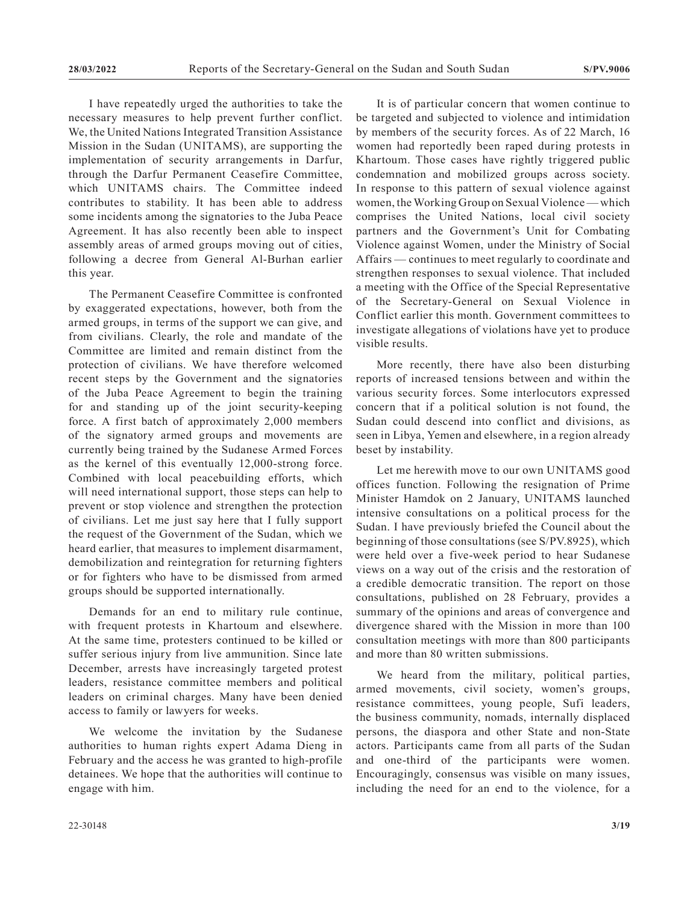I have repeatedly urged the authorities to take the necessary measures to help prevent further conflict. We, the United Nations Integrated Transition Assistance Mission in the Sudan (UNITAMS), are supporting the implementation of security arrangements in Darfur, through the Darfur Permanent Ceasefire Committee, which UNITAMS chairs. The Committee indeed contributes to stability. It has been able to address some incidents among the signatories to the Juba Peace Agreement. It has also recently been able to inspect assembly areas of armed groups moving out of cities, following a decree from General Al-Burhan earlier this year.

The Permanent Ceasefire Committee is confronted by exaggerated expectations, however, both from the armed groups, in terms of the support we can give, and from civilians. Clearly, the role and mandate of the Committee are limited and remain distinct from the protection of civilians. We have therefore welcomed recent steps by the Government and the signatories of the Juba Peace Agreement to begin the training for and standing up of the joint security-keeping force. A first batch of approximately 2,000 members of the signatory armed groups and movements are currently being trained by the Sudanese Armed Forces as the kernel of this eventually 12,000-strong force. Combined with local peacebuilding efforts, which will need international support, those steps can help to prevent or stop violence and strengthen the protection of civilians. Let me just say here that I fully support the request of the Government of the Sudan, which we heard earlier, that measures to implement disarmament, demobilization and reintegration for returning fighters or for fighters who have to be dismissed from armed groups should be supported internationally.

Demands for an end to military rule continue, with frequent protests in Khartoum and elsewhere. At the same time, protesters continued to be killed or suffer serious injury from live ammunition. Since late December, arrests have increasingly targeted protest leaders, resistance committee members and political leaders on criminal charges. Many have been denied access to family or lawyers for weeks.

We welcome the invitation by the Sudanese authorities to human rights expert Adama Dieng in February and the access he was granted to high-profile detainees. We hope that the authorities will continue to engage with him.

It is of particular concern that women continue to be targeted and subjected to violence and intimidation by members of the security forces. As of 22 March, 16 women had reportedly been raped during protests in Khartoum. Those cases have rightly triggered public condemnation and mobilized groups across society. In response to this pattern of sexual violence against women, the Working Group on Sexual Violence — which comprises the United Nations, local civil society partners and the Government's Unit for Combating Violence against Women, under the Ministry of Social Affairs — continues to meet regularly to coordinate and strengthen responses to sexual violence. That included a meeting with the Office of the Special Representative of the Secretary-General on Sexual Violence in Conflict earlier this month. Government committees to investigate allegations of violations have yet to produce visible results.

More recently, there have also been disturbing reports of increased tensions between and within the various security forces. Some interlocutors expressed concern that if a political solution is not found, the Sudan could descend into conflict and divisions, as seen in Libya, Yemen and elsewhere, in a region already beset by instability.

Let me herewith move to our own UNITAMS good offices function. Following the resignation of Prime Minister Hamdok on 2 January, UNITAMS launched intensive consultations on a political process for the Sudan. I have previously briefed the Council about the beginning of those consultations (see S/PV.8925), which were held over a five-week period to hear Sudanese views on a way out of the crisis and the restoration of a credible democratic transition. The report on those consultations, published on 28 February, provides a summary of the opinions and areas of convergence and divergence shared with the Mission in more than 100 consultation meetings with more than 800 participants and more than 80 written submissions.

We heard from the military, political parties, armed movements, civil society, women's groups, resistance committees, young people, Sufi leaders, the business community, nomads, internally displaced persons, the diaspora and other State and non-State actors. Participants came from all parts of the Sudan and one-third of the participants were women. Encouragingly, consensus was visible on many issues, including the need for an end to the violence, for a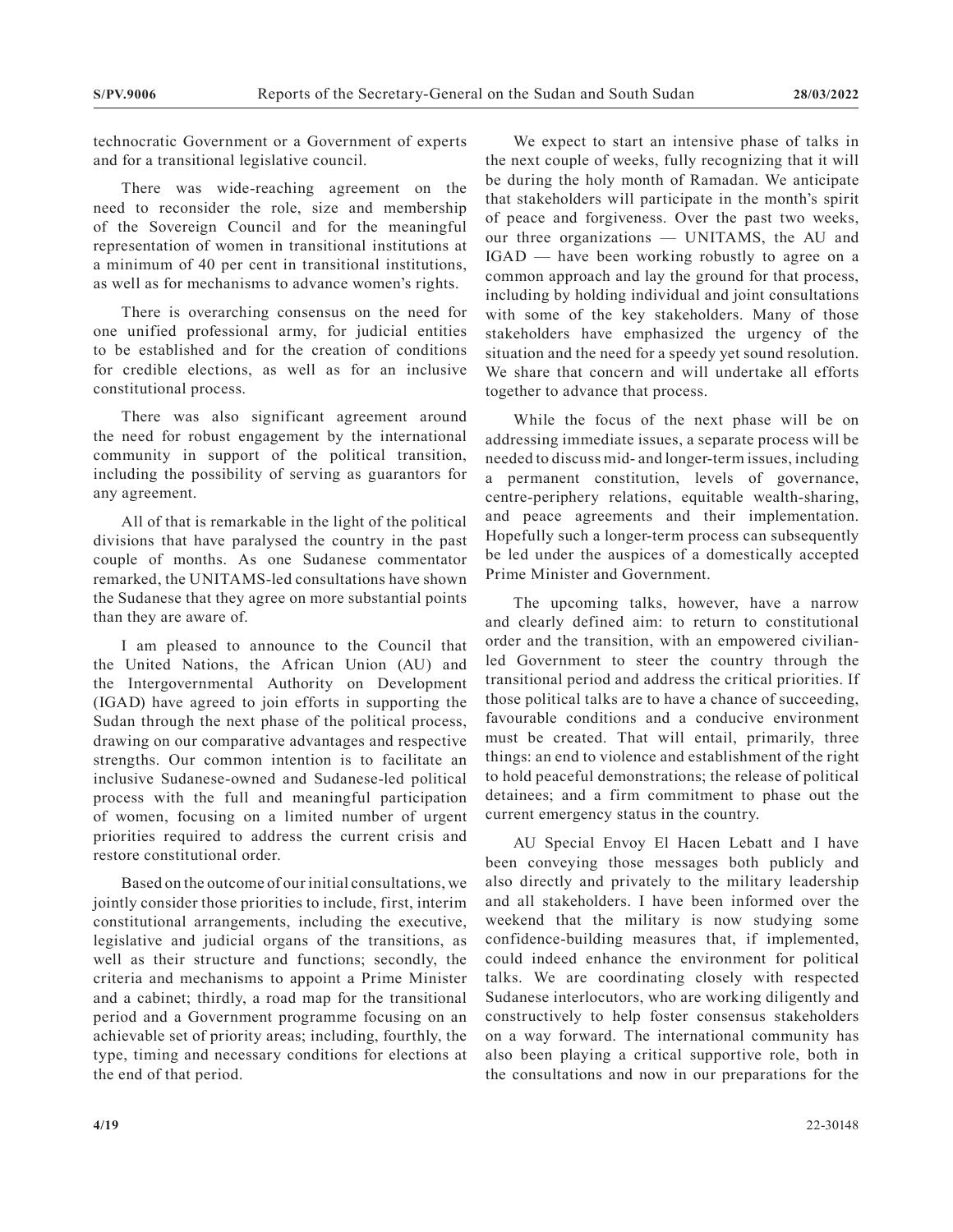technocratic Government or a Government of experts and for a transitional legislative council.

There was wide-reaching agreement on the need to reconsider the role, size and membership of the Sovereign Council and for the meaningful representation of women in transitional institutions at a minimum of 40 per cent in transitional institutions, as well as for mechanisms to advance women's rights.

There is overarching consensus on the need for one unified professional army, for judicial entities to be established and for the creation of conditions for credible elections, as well as for an inclusive constitutional process.

There was also significant agreement around the need for robust engagement by the international community in support of the political transition, including the possibility of serving as guarantors for any agreement.

All of that is remarkable in the light of the political divisions that have paralysed the country in the past couple of months. As one Sudanese commentator remarked, the UNITAMS-led consultations have shown the Sudanese that they agree on more substantial points than they are aware of.

I am pleased to announce to the Council that the United Nations, the African Union (AU) and the Intergovernmental Authority on Development (IGAD) have agreed to join efforts in supporting the Sudan through the next phase of the political process, drawing on our comparative advantages and respective strengths. Our common intention is to facilitate an inclusive Sudanese-owned and Sudanese-led political process with the full and meaningful participation of women, focusing on a limited number of urgent priorities required to address the current crisis and restore constitutional order.

Based on the outcome of our initial consultations, we jointly consider those priorities to include, first, interim constitutional arrangements, including the executive, legislative and judicial organs of the transitions, as well as their structure and functions; secondly, the criteria and mechanisms to appoint a Prime Minister and a cabinet; thirdly, a road map for the transitional period and a Government programme focusing on an achievable set of priority areas; including, fourthly, the type, timing and necessary conditions for elections at the end of that period.

We expect to start an intensive phase of talks in the next couple of weeks, fully recognizing that it will be during the holy month of Ramadan. We anticipate that stakeholders will participate in the month's spirit of peace and forgiveness. Over the past two weeks, our three organizations — UNITAMS, the AU and IGAD — have been working robustly to agree on a common approach and lay the ground for that process, including by holding individual and joint consultations with some of the key stakeholders. Many of those stakeholders have emphasized the urgency of the situation and the need for a speedy yet sound resolution. We share that concern and will undertake all efforts together to advance that process.

While the focus of the next phase will be on addressing immediate issues, a separate process will be needed to discuss mid- and longer-term issues, including a permanent constitution, levels of governance, centre-periphery relations, equitable wealth-sharing, and peace agreements and their implementation. Hopefully such a longer-term process can subsequently be led under the auspices of a domestically accepted Prime Minister and Government.

The upcoming talks, however, have a narrow and clearly defined aim: to return to constitutional order and the transition, with an empowered civilian-led Government to steer the country through the transitional period and address the critical priorities. If those political talks are to have a chance of succeeding, favourable conditions and a conducive environment must be created. That will entail, primarily, three things: an end to violence and establishment of the right to hold peaceful demonstrations; the release of political detainees; and a firm commitment to phase out the current emergency status in the country.

AU Special Envoy El Hacen Lebatt and I have been conveying those messages both publicly and also directly and privately to the military leadership and all stakeholders. I have been informed over the weekend that the military is now studying some confidence-building measures that, if implemented, could indeed enhance the environment for political talks. We are coordinating closely with respected Sudanese interlocutors, who are working diligently and constructively to help foster consensus stakeholders on a way forward. The international community has also been playing a critical supportive role, both in the consultations and now in our preparations for the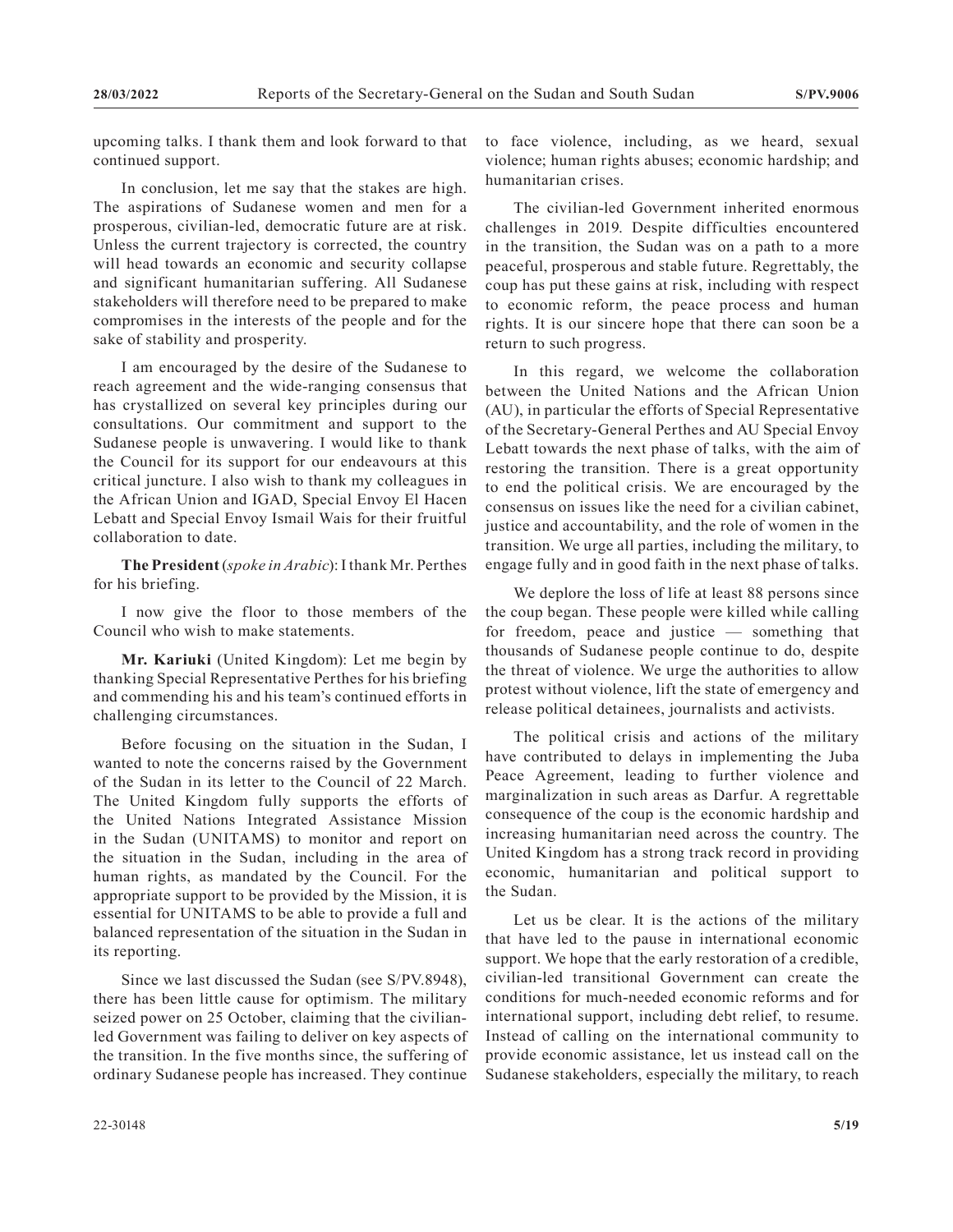upcoming talks. I thank them and look forward to that continued support.

In conclusion, let me say that the stakes are high. The aspirations of Sudanese women and men for a prosperous, civilian-led, democratic future are at risk. Unless the current trajectory is corrected, the country will head towards an economic and security collapse and significant humanitarian suffering. All Sudanese stakeholders will therefore need to be prepared to make compromises in the interests of the people and for the sake of stability and prosperity.

I am encouraged by the desire of the Sudanese to reach agreement and the wide-ranging consensus that has crystallized on several key principles during our consultations. Our commitment and support to the Sudanese people is unwavering. I would like to thank the Council for its support for our endeavours at this critical juncture. I also wish to thank my colleagues in the African Union and IGAD, Special Envoy El Hacen Lebatt and Special Envoy Ismail Wais for their fruitful collaboration to date.

**The President** (*spoke in Arabic*): I thank Mr. Perthes for his briefing.

I now give the floor to those members of the Council who wish to make statements.

**Mr. Kariuki** (United Kingdom): Let me begin by thanking Special Representative Perthes for his briefing and commending his and his team's continued efforts in challenging circumstances.

Before focusing on the situation in the Sudan, I wanted to note the concerns raised by the Government of the Sudan in its letter to the Council of 22 March. The United Kingdom fully supports the efforts of the United Nations Integrated Assistance Mission in the Sudan (UNITAMS) to monitor and report on the situation in the Sudan, including in the area of human rights, as mandated by the Council. For the appropriate support to be provided by the Mission, it is essential for UNITAMS to be able to provide a full and balanced representation of the situation in the Sudan in its reporting.

Since we last discussed the Sudan (see S/PV.8948), there has been little cause for optimism. The military seized power on 25 October, claiming that the civilian-led Government was failing to deliver on key aspects of the transition. In the five months since, the suffering of ordinary Sudanese people has increased. They continue to face violence, including, as we heard, sexual violence; human rights abuses; economic hardship; and humanitarian crises.

The civilian-led Government inherited enormous challenges in 2019. Despite difficulties encountered in the transition, the Sudan was on a path to a more peaceful, prosperous and stable future. Regrettably, the coup has put these gains at risk, including with respect to economic reform, the peace process and human rights. It is our sincere hope that there can soon be a return to such progress.

In this regard, we welcome the collaboration between the United Nations and the African Union (AU), in particular the efforts of Special Representative of the Secretary-General Perthes and AU Special Envoy Lebatt towards the next phase of talks, with the aim of restoring the transition. There is a great opportunity to end the political crisis. We are encouraged by the consensus on issues like the need for a civilian cabinet, justice and accountability, and the role of women in the transition. We urge all parties, including the military, to engage fully and in good faith in the next phase of talks.

We deplore the loss of life at least 88 persons since the coup began. These people were killed while calling for freedom, peace and justice — something that thousands of Sudanese people continue to do, despite the threat of violence. We urge the authorities to allow protest without violence, lift the state of emergency and release political detainees, journalists and activists.

The political crisis and actions of the military have contributed to delays in implementing the Juba Peace Agreement, leading to further violence and marginalization in such areas as Darfur. A regrettable consequence of the coup is the economic hardship and increasing humanitarian need across the country. The United Kingdom has a strong track record in providing economic, humanitarian and political support to the Sudan.

Let us be clear. It is the actions of the military that have led to the pause in international economic support. We hope that the early restoration of a credible, civilian-led transitional Government can create the conditions for much-needed economic reforms and for international support, including debt relief, to resume. Instead of calling on the international community to provide economic assistance, let us instead call on the Sudanese stakeholders, especially the military, to reach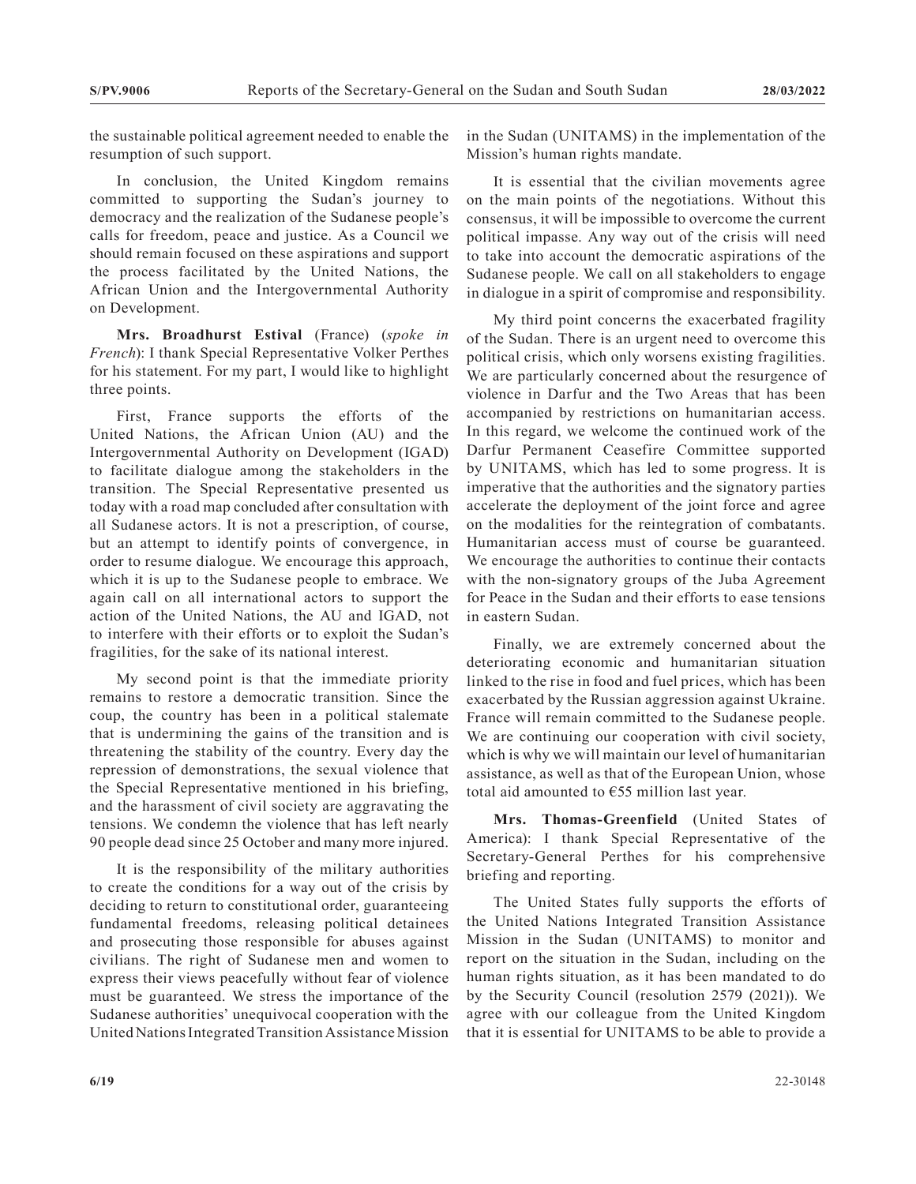the sustainable political agreement needed to enable the resumption of such support.

In conclusion, the United Kingdom remains committed to supporting the Sudan's journey to democracy and the realization of the Sudanese people's calls for freedom, peace and justice. As a Council we should remain focused on these aspirations and support the process facilitated by the United Nations, the African Union and the Intergovernmental Authority on Development.

**Mrs. Broadhurst Estival** (France) (*spoke in French*): I thank Special Representative Volker Perthes for his statement. For my part, I would like to highlight three points.

First, France supports the efforts of the United Nations, the African Union (AU) and the Intergovernmental Authority on Development (IGAD) to facilitate dialogue among the stakeholders in the transition. The Special Representative presented us today with a road map concluded after consultation with all Sudanese actors. It is not a prescription, of course, but an attempt to identify points of convergence, in order to resume dialogue. We encourage this approach, which it is up to the Sudanese people to embrace. We again call on all international actors to support the action of the United Nations, the AU and IGAD, not to interfere with their efforts or to exploit the Sudan's fragilities, for the sake of its national interest.

My second point is that the immediate priority remains to restore a democratic transition. Since the coup, the country has been in a political stalemate that is undermining the gains of the transition and is threatening the stability of the country. Every day the repression of demonstrations, the sexual violence that the Special Representative mentioned in his briefing, and the harassment of civil society are aggravating the tensions. We condemn the violence that has left nearly 90 people dead since 25 October and many more injured.

It is the responsibility of the military authorities to create the conditions for a way out of the crisis by deciding to return to constitutional order, guaranteeing fundamental freedoms, releasing political detainees and prosecuting those responsible for abuses against civilians. The right of Sudanese men and women to express their views peacefully without fear of violence must be guaranteed. We stress the importance of the Sudanese authorities' unequivocal cooperation with the United Nations Integrated Transition Assistance Mission in the Sudan (UNITAMS) in the implementation of the Mission's human rights mandate.

It is essential that the civilian movements agree on the main points of the negotiations. Without this consensus, it will be impossible to overcome the current political impasse. Any way out of the crisis will need to take into account the democratic aspirations of the Sudanese people. We call on all stakeholders to engage in dialogue in a spirit of compromise and responsibility.

My third point concerns the exacerbated fragility of the Sudan. There is an urgent need to overcome this political crisis, which only worsens existing fragilities. We are particularly concerned about the resurgence of violence in Darfur and the Two Areas that has been accompanied by restrictions on humanitarian access. In this regard, we welcome the continued work of the Darfur Permanent Ceasefire Committee supported by UNITAMS, which has led to some progress. It is imperative that the authorities and the signatory parties accelerate the deployment of the joint force and agree on the modalities for the reintegration of combatants. Humanitarian access must of course be guaranteed. We encourage the authorities to continue their contacts with the non-signatory groups of the Juba Agreement for Peace in the Sudan and their efforts to ease tensions in eastern Sudan.

Finally, we are extremely concerned about the deteriorating economic and humanitarian situation linked to the rise in food and fuel prices, which has been exacerbated by the Russian aggression against Ukraine. France will remain committed to the Sudanese people. We are continuing our cooperation with civil society, which is why we will maintain our level of humanitarian assistance, as well as that of the European Union, whose total aid amounted to €55 million last year.

**Mrs. Thomas-Greenfield** (United States of America): I thank Special Representative of the Secretary-General Perthes for his comprehensive briefing and reporting.

The United States fully supports the efforts of the United Nations Integrated Transition Assistance Mission in the Sudan (UNITAMS) to monitor and report on the situation in the Sudan, including on the human rights situation, as it has been mandated to do by the Security Council (resolution 2579 (2021)). We agree with our colleague from the United Kingdom that it is essential for UNITAMS to be able to provide a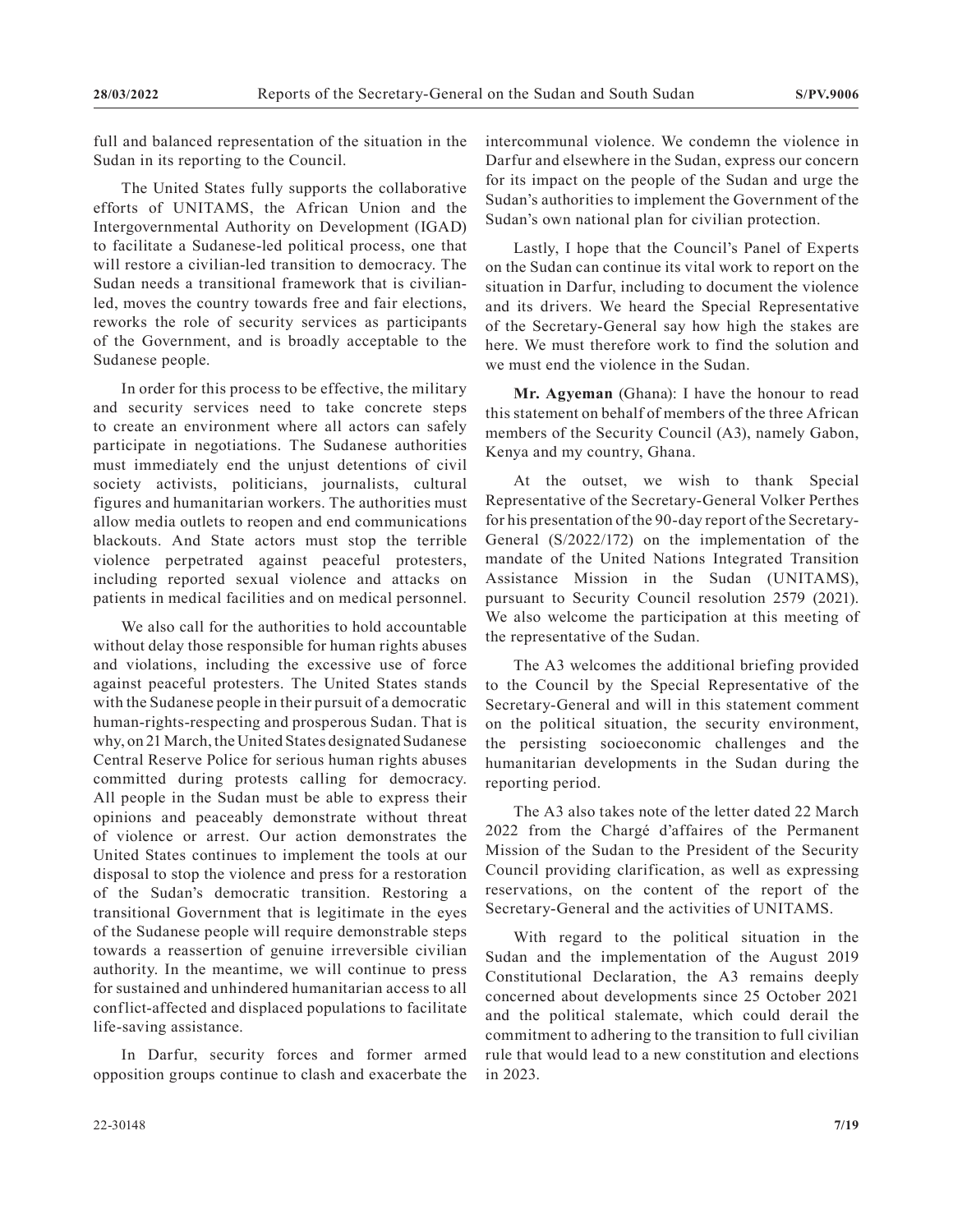full and balanced representation of the situation in the Sudan in its reporting to the Council.

The United States fully supports the collaborative efforts of UNITAMS, the African Union and the Intergovernmental Authority on Development (IGAD) to facilitate a Sudanese-led political process, one that will restore a civilian-led transition to democracy. The Sudan needs a transitional framework that is civilian-led, moves the country towards free and fair elections, reworks the role of security services as participants of the Government, and is broadly acceptable to the Sudanese people.

In order for this process to be effective, the military and security services need to take concrete steps to create an environment where all actors can safely participate in negotiations. The Sudanese authorities must immediately end the unjust detentions of civil society activists, politicians, journalists, cultural figures and humanitarian workers. The authorities must allow media outlets to reopen and end communications blackouts. And State actors must stop the terrible violence perpetrated against peaceful protesters, including reported sexual violence and attacks on patients in medical facilities and on medical personnel.

We also call for the authorities to hold accountable without delay those responsible for human rights abuses and violations, including the excessive use of force against peaceful protesters. The United States stands with the Sudanese people in their pursuit of a democratic human-rights-respecting and prosperous Sudan. That is why, on 21 March, the United States designated Sudanese Central Reserve Police for serious human rights abuses committed during protests calling for democracy. All people in the Sudan must be able to express their opinions and peaceably demonstrate without threat of violence or arrest. Our action demonstrates the United States continues to implement the tools at our disposal to stop the violence and press for a restoration of the Sudan's democratic transition. Restoring a transitional Government that is legitimate in the eyes of the Sudanese people will require demonstrable steps towards a reassertion of genuine irreversible civilian authority. In the meantime, we will continue to press for sustained and unhindered humanitarian access to all conflict-affected and displaced populations to facilitate life-saving assistance.

In Darfur, security forces and former armed opposition groups continue to clash and exacerbate the intercommunal violence. We condemn the violence in Darfur and elsewhere in the Sudan, express our concern for its impact on the people of the Sudan and urge the Sudan's authorities to implement the Government of the Sudan's own national plan for civilian protection.

Lastly, I hope that the Council's Panel of Experts on the Sudan can continue its vital work to report on the situation in Darfur, including to document the violence and its drivers. We heard the Special Representative of the Secretary-General say how high the stakes are here. We must therefore work to find the solution and we must end the violence in the Sudan.

**Mr. Agyeman** (Ghana): I have the honour to read this statement on behalf of members of the three African members of the Security Council (A3), namely Gabon, Kenya and my country, Ghana.

At the outset, we wish to thank Special Representative of the Secretary-General Volker Perthes for his presentation of the 90-day report of the Secretary-General (S/2022/172) on the implementation of the mandate of the United Nations Integrated Transition Assistance Mission in the Sudan (UNITAMS), pursuant to Security Council resolution 2579 (2021). We also welcome the participation at this meeting of the representative of the Sudan.

The A3 welcomes the additional briefing provided to the Council by the Special Representative of the Secretary-General and will in this statement comment on the political situation, the security environment, the persisting socioeconomic challenges and the humanitarian developments in the Sudan during the reporting period.

The A3 also takes note of the letter dated 22 March 2022 from the Chargé d'affaires of the Permanent Mission of the Sudan to the President of the Security Council providing clarification, as well as expressing reservations, on the content of the report of the Secretary-General and the activities of UNITAMS.

With regard to the political situation in the Sudan and the implementation of the August 2019 Constitutional Declaration, the A3 remains deeply concerned about developments since 25 October 2021 and the political stalemate, which could derail the commitment to adhering to the transition to full civilian rule that would lead to a new constitution and elections in 2023.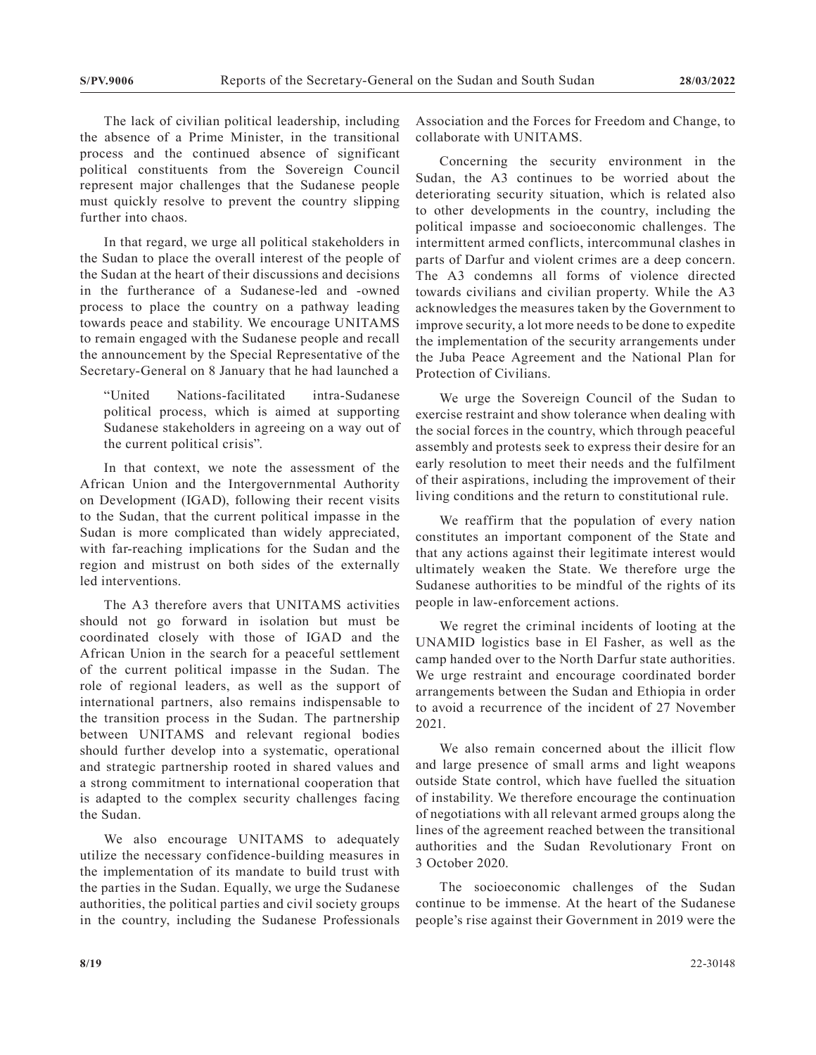The lack of civilian political leadership, including the absence of a Prime Minister, in the transitional process and the continued absence of significant political constituents from the Sovereign Council represent major challenges that the Sudanese people must quickly resolve to prevent the country slipping further into chaos.

In that regard, we urge all political stakeholders in the Sudan to place the overall interest of the people of the Sudan at the heart of their discussions and decisions in the furtherance of a Sudanese-led and -owned process to place the country on a pathway leading towards peace and stability. We encourage UNITAMS to remain engaged with the Sudanese people and recall the announcement by the Special Representative of the Secretary-General on 8 January that he had launched a

> "United Nations-facilitated intra-Sudanese political process, which is aimed at supporting Sudanese stakeholders in agreeing on a way out of the current political crisis".

In that context, we note the assessment of the African Union and the Intergovernmental Authority on Development (IGAD), following their recent visits to the Sudan, that the current political impasse in the Sudan is more complicated than widely appreciated, with far-reaching implications for the Sudan and the region and mistrust on both sides of the externally led interventions.

The A3 therefore avers that UNITAMS activities should not go forward in isolation but must be coordinated closely with those of IGAD and the African Union in the search for a peaceful settlement of the current political impasse in the Sudan. The role of regional leaders, as well as the support of international partners, also remains indispensable to the transition process in the Sudan. The partnership between UNITAMS and relevant regional bodies should further develop into a systematic, operational and strategic partnership rooted in shared values and a strong commitment to international cooperation that is adapted to the complex security challenges facing the Sudan.

We also encourage UNITAMS to adequately utilize the necessary confidence-building measures in the implementation of its mandate to build trust with the parties in the Sudan. Equally, we urge the Sudanese authorities, the political parties and civil society groups in the country, including the Sudanese Professionals Association and the Forces for Freedom and Change, to collaborate with UNITAMS.

Concerning the security environment in the Sudan, the A3 continues to be worried about the deteriorating security situation, which is related also to other developments in the country, including the political impasse and socioeconomic challenges. The intermittent armed conflicts, intercommunal clashes in parts of Darfur and violent crimes are a deep concern. The A3 condemns all forms of violence directed towards civilians and civilian property. While the A3 acknowledges the measures taken by the Government to improve security, a lot more needs to be done to expedite the implementation of the security arrangements under the Juba Peace Agreement and the National Plan for Protection of Civilians.

We urge the Sovereign Council of the Sudan to exercise restraint and show tolerance when dealing with the social forces in the country, which through peaceful assembly and protests seek to express their desire for an early resolution to meet their needs and the fulfilment of their aspirations, including the improvement of their living conditions and the return to constitutional rule.

We reaffirm that the population of every nation constitutes an important component of the State and that any actions against their legitimate interest would ultimately weaken the State. We therefore urge the Sudanese authorities to be mindful of the rights of its people in law-enforcement actions.

We regret the criminal incidents of looting at the UNAMID logistics base in El Fasher, as well as the camp handed over to the North Darfur state authorities. We urge restraint and encourage coordinated border arrangements between the Sudan and Ethiopia in order to avoid a recurrence of the incident of 27 November 2021.

We also remain concerned about the illicit flow and large presence of small arms and light weapons outside State control, which have fuelled the situation of instability. We therefore encourage the continuation of negotiations with all relevant armed groups along the lines of the agreement reached between the transitional authorities and the Sudan Revolutionary Front on 3 October 2020.

The socioeconomic challenges of the Sudan continue to be immense. At the heart of the Sudanese people's rise against their Government in 2019 were the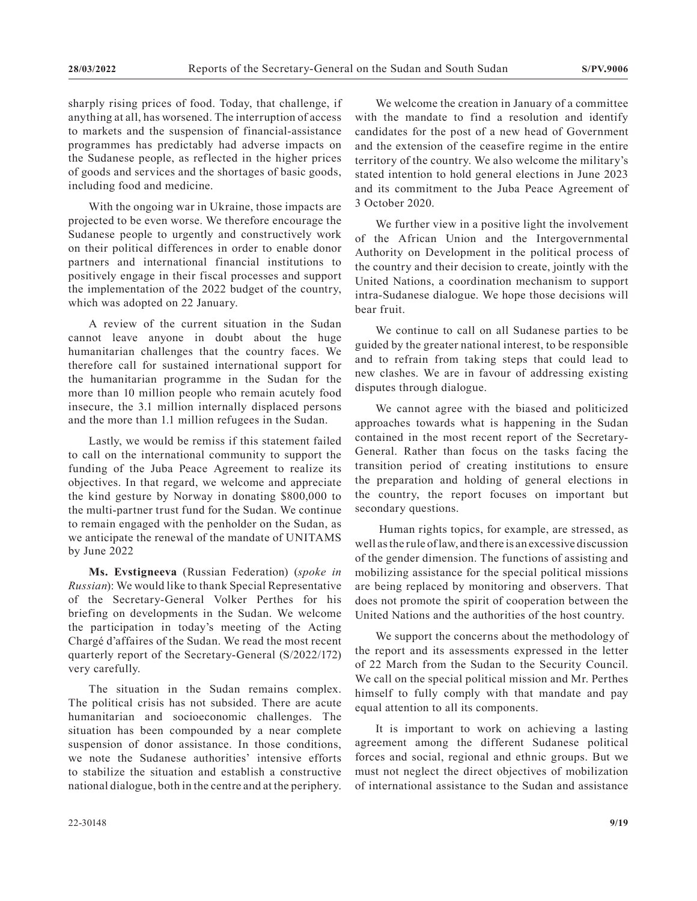sharply rising prices of food. Today, that challenge, if anything at all, has worsened. The interruption of access to markets and the suspension of financial-assistance programmes has predictably had adverse impacts on the Sudanese people, as reflected in the higher prices of goods and services and the shortages of basic goods, including food and medicine.

With the ongoing war in Ukraine, those impacts are projected to be even worse. We therefore encourage the Sudanese people to urgently and constructively work on their political differences in order to enable donor partners and international financial institutions to positively engage in their fiscal processes and support the implementation of the 2022 budget of the country, which was adopted on 22 January.

A review of the current situation in the Sudan cannot leave anyone in doubt about the huge humanitarian challenges that the country faces. We therefore call for sustained international support for the humanitarian programme in the Sudan for the more than 10 million people who remain acutely food insecure, the 3.1 million internally displaced persons and the more than 1.1 million refugees in the Sudan.

Lastly, we would be remiss if this statement failed to call on the international community to support the funding of the Juba Peace Agreement to realize its objectives. In that regard, we welcome and appreciate the kind gesture by Norway in donating \$800,000 to the multi-partner trust fund for the Sudan. We continue to remain engaged with the penholder on the Sudan, as we anticipate the renewal of the mandate of UNITAMS by June 2022

**Ms. Evstigneeva** (Russian Federation) (*spoke in Russian*): We would like to thank Special Representative of the Secretary-General Volker Perthes for his briefing on developments in the Sudan. We welcome the participation in today's meeting of the Acting Chargé d'affaires of the Sudan. We read the most recent quarterly report of the Secretary-General (S/2022/172) very carefully.

The situation in the Sudan remains complex. The political crisis has not subsided. There are acute humanitarian and socioeconomic challenges. The situation has been compounded by a near complete suspension of donor assistance. In those conditions, we note the Sudanese authorities' intensive efforts to stabilize the situation and establish a constructive national dialogue, both in the centre and at the periphery.

We welcome the creation in January of a committee with the mandate to find a resolution and identify candidates for the post of a new head of Government and the extension of the ceasefire regime in the entire territory of the country. We also welcome the military's stated intention to hold general elections in June 2023 and its commitment to the Juba Peace Agreement of 3 October 2020.

We further view in a positive light the involvement of the African Union and the Intergovernmental Authority on Development in the political process of the country and their decision to create, jointly with the United Nations, a coordination mechanism to support intra-Sudanese dialogue. We hope those decisions will bear fruit.

We continue to call on all Sudanese parties to be guided by the greater national interest, to be responsible and to refrain from taking steps that could lead to new clashes. We are in favour of addressing existing disputes through dialogue.

We cannot agree with the biased and politicized approaches towards what is happening in the Sudan contained in the most recent report of the Secretary-General. Rather than focus on the tasks facing the transition period of creating institutions to ensure the preparation and holding of general elections in the country, the report focuses on important but secondary questions.

Human rights topics, for example, are stressed, as well as the rule of law, and there is an excessive discussion of the gender dimension. The functions of assisting and mobilizing assistance for the special political missions are being replaced by monitoring and observers. That does not promote the spirit of cooperation between the United Nations and the authorities of the host country.

We support the concerns about the methodology of the report and its assessments expressed in the letter of 22 March from the Sudan to the Security Council. We call on the special political mission and Mr. Perthes himself to fully comply with that mandate and pay equal attention to all its components.

It is important to work on achieving a lasting agreement among the different Sudanese political forces and social, regional and ethnic groups. But we must not neglect the direct objectives of mobilization of international assistance to the Sudan and assistance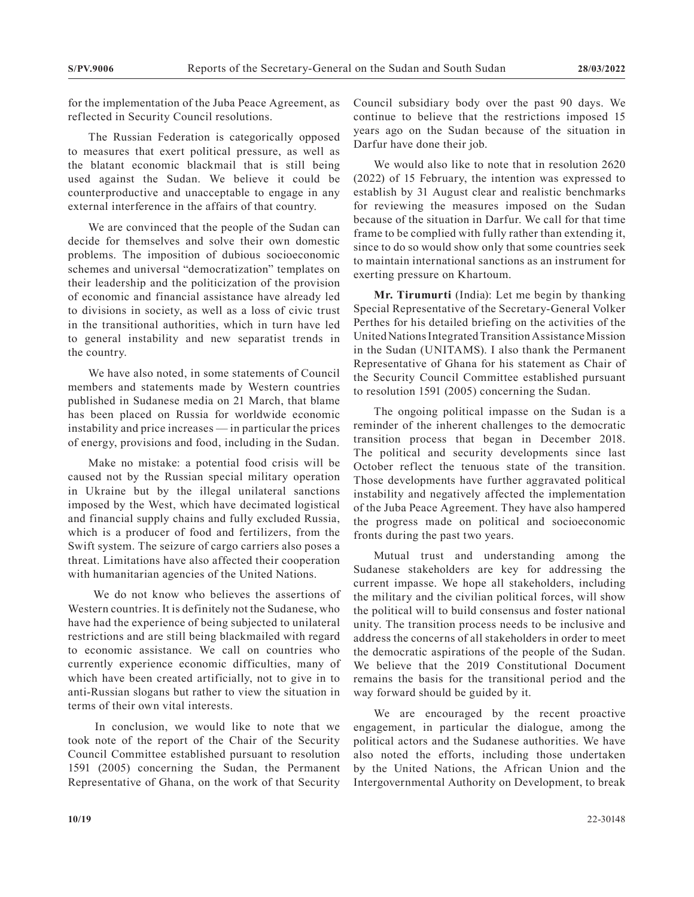for the implementation of the Juba Peace Agreement, as reflected in Security Council resolutions.

The Russian Federation is categorically opposed to measures that exert political pressure, as well as the blatant economic blackmail that is still being used against the Sudan. We believe it could be counterproductive and unacceptable to engage in any external interference in the affairs of that country.

We are convinced that the people of the Sudan can decide for themselves and solve their own domestic problems. The imposition of dubious socioeconomic schemes and universal "democratization" templates on their leadership and the politicization of the provision of economic and financial assistance have already led to divisions in society, as well as a loss of civic trust in the transitional authorities, which in turn have led to general instability and new separatist trends in the country.

We have also noted, in some statements of Council members and statements made by Western countries published in Sudanese media on 21 March, that blame has been placed on Russia for worldwide economic instability and price increases — in particular the prices of energy, provisions and food, including in the Sudan.

Make no mistake: a potential food crisis will be caused not by the Russian special military operation in Ukraine but by the illegal unilateral sanctions imposed by the West, which have decimated logistical and financial supply chains and fully excluded Russia, which is a producer of food and fertilizers, from the Swift system. The seizure of cargo carriers also poses a threat. Limitations have also affected their cooperation with humanitarian agencies of the United Nations.

We do not know who believes the assertions of Western countries. It is definitely not the Sudanese, who have had the experience of being subjected to unilateral restrictions and are still being blackmailed with regard to economic assistance. We call on countries who currently experience economic difficulties, many of which have been created artificially, not to give in to anti-Russian slogans but rather to view the situation in terms of their own vital interests.

In conclusion, we would like to note that we took note of the report of the Chair of the Security Council Committee established pursuant to resolution 1591 (2005) concerning the Sudan, the Permanent Representative of Ghana, on the work of that Security Council subsidiary body over the past 90 days. We continue to believe that the restrictions imposed 15 years ago on the Sudan because of the situation in Darfur have done their job.

We would also like to note that in resolution 2620 (2022) of 15 February, the intention was expressed to establish by 31 August clear and realistic benchmarks for reviewing the measures imposed on the Sudan because of the situation in Darfur. We call for that time frame to be complied with fully rather than extending it, since to do so would show only that some countries seek to maintain international sanctions as an instrument for exerting pressure on Khartoum.

**Mr. Tirumurti** (India): Let me begin by thanking Special Representative of the Secretary-General Volker Perthes for his detailed briefing on the activities of the United Nations Integrated Transition Assistance Mission in the Sudan (UNITAMS). I also thank the Permanent Representative of Ghana for his statement as Chair of the Security Council Committee established pursuant to resolution 1591 (2005) concerning the Sudan.

The ongoing political impasse on the Sudan is a reminder of the inherent challenges to the democratic transition process that began in December 2018. The political and security developments since last October reflect the tenuous state of the transition. Those developments have further aggravated political instability and negatively affected the implementation of the Juba Peace Agreement. They have also hampered the progress made on political and socioeconomic fronts during the past two years.

Mutual trust and understanding among the Sudanese stakeholders are key for addressing the current impasse. We hope all stakeholders, including the military and the civilian political forces, will show the political will to build consensus and foster national unity. The transition process needs to be inclusive and address the concerns of all stakeholders in order to meet the democratic aspirations of the people of the Sudan. We believe that the 2019 Constitutional Document remains the basis for the transitional period and the way forward should be guided by it.

We are encouraged by the recent proactive engagement, in particular the dialogue, among the political actors and the Sudanese authorities. We have also noted the efforts, including those undertaken by the United Nations, the African Union and the Intergovernmental Authority on Development, to break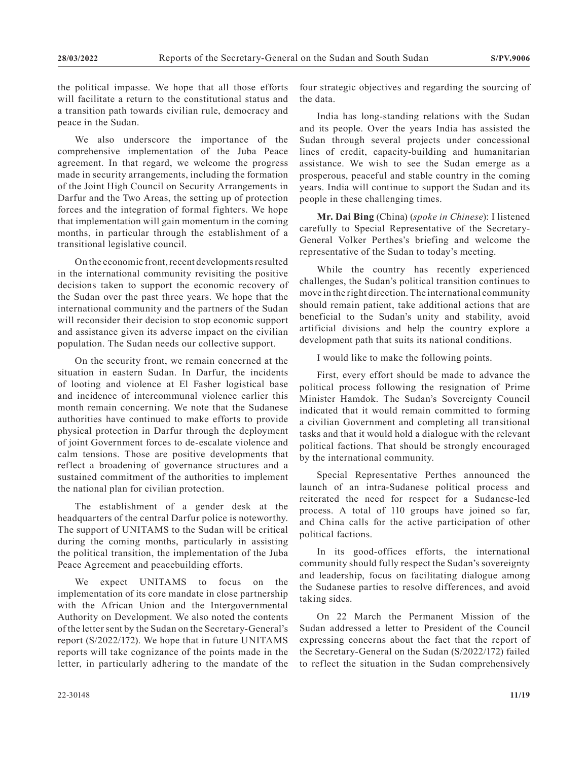the political impasse. We hope that all those efforts will facilitate a return to the constitutional status and a transition path towards civilian rule, democracy and peace in the Sudan.

We also underscore the importance of the comprehensive implementation of the Juba Peace agreement. In that regard, we welcome the progress made in security arrangements, including the formation of the Joint High Council on Security Arrangements in Darfur and the Two Areas, the setting up of protection forces and the integration of formal fighters. We hope that implementation will gain momentum in the coming months, in particular through the establishment of a transitional legislative council.

On the economic front, recent developments resulted in the international community revisiting the positive decisions taken to support the economic recovery of the Sudan over the past three years. We hope that the international community and the partners of the Sudan will reconsider their decision to stop economic support and assistance given its adverse impact on the civilian population. The Sudan needs our collective support.

On the security front, we remain concerned at the situation in eastern Sudan. In Darfur, the incidents of looting and violence at El Fasher logistical base and incidence of intercommunal violence earlier this month remain concerning. We note that the Sudanese authorities have continued to make efforts to provide physical protection in Darfur through the deployment of joint Government forces to de-escalate violence and calm tensions. Those are positive developments that reflect a broadening of governance structures and a sustained commitment of the authorities to implement the national plan for civilian protection.

The establishment of a gender desk at the headquarters of the central Darfur police is noteworthy. The support of UNITAMS to the Sudan will be critical during the coming months, particularly in assisting the political transition, the implementation of the Juba Peace Agreement and peacebuilding efforts.

We expect UNITAMS to focus on the implementation of its core mandate in close partnership with the African Union and the Intergovernmental Authority on Development. We also noted the contents of the letter sent by the Sudan on the Secretary-General's report (S/2022/172). We hope that in future UNITAMS reports will take cognizance of the points made in the letter, in particularly adhering to the mandate of the four strategic objectives and regarding the sourcing of the data.

India has long-standing relations with the Sudan and its people. Over the years India has assisted the Sudan through several projects under concessional lines of credit, capacity-building and humanitarian assistance. We wish to see the Sudan emerge as a prosperous, peaceful and stable country in the coming years. India will continue to support the Sudan and its people in these challenging times.

**Mr. Dai Bing** (China) (*spoke in Chinese*): I listened carefully to Special Representative of the Secretary-General Volker Perthes's briefing and welcome the representative of the Sudan to today's meeting.

While the country has recently experienced challenges, the Sudan's political transition continues to move in the right direction. The international community should remain patient, take additional actions that are beneficial to the Sudan's unity and stability, avoid artificial divisions and help the country explore a development path that suits its national conditions.

I would like to make the following points.

First, every effort should be made to advance the political process following the resignation of Prime Minister Hamdok. The Sudan's Sovereignty Council indicated that it would remain committed to forming a civilian Government and completing all transitional tasks and that it would hold a dialogue with the relevant political factions. That should be strongly encouraged by the international community.

Special Representative Perthes announced the launch of an intra-Sudanese political process and reiterated the need for respect for a Sudanese-led process. A total of 110 groups have joined so far, and China calls for the active participation of other political factions.

In its good-offices efforts, the international community should fully respect the Sudan's sovereignty and leadership, focus on facilitating dialogue among the Sudanese parties to resolve differences, and avoid taking sides.

On 22 March the Permanent Mission of the Sudan addressed a letter to President of the Council expressing concerns about the fact that the report of the Secretary-General on the Sudan (S/2022/172) failed to reflect the situation in the Sudan comprehensively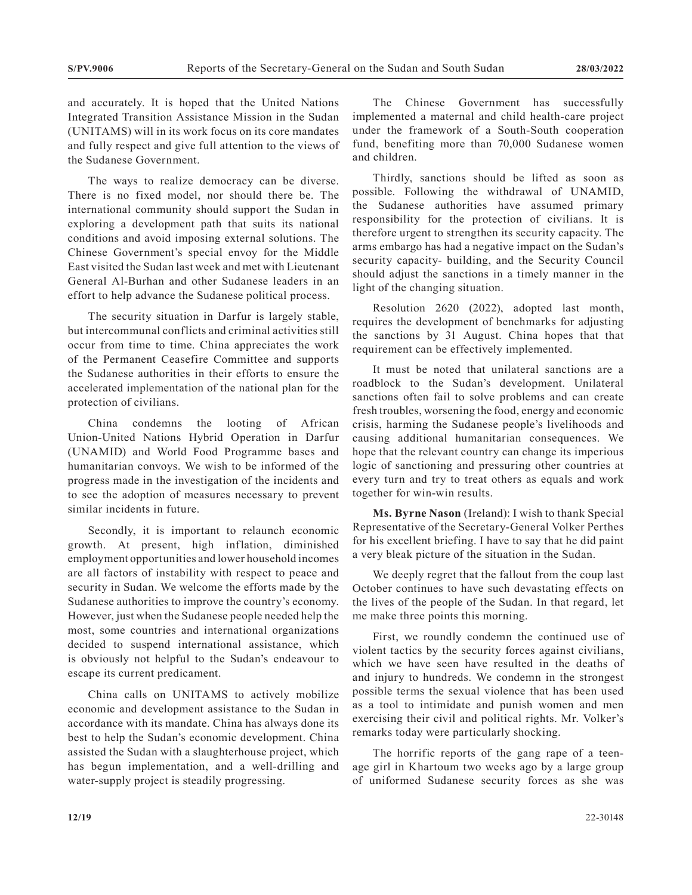and accurately. It is hoped that the United Nations Integrated Transition Assistance Mission in the Sudan (UNITAMS) will in its work focus on its core mandates and fully respect and give full attention to the views of the Sudanese Government.

The ways to realize democracy can be diverse. There is no fixed model, nor should there be. The international community should support the Sudan in exploring a development path that suits its national conditions and avoid imposing external solutions. The Chinese Government's special envoy for the Middle East visited the Sudan last week and met with Lieutenant General Al-Burhan and other Sudanese leaders in an effort to help advance the Sudanese political process.

The security situation in Darfur is largely stable, but intercommunal conflicts and criminal activities still occur from time to time. China appreciates the work of the Permanent Ceasefire Committee and supports the Sudanese authorities in their efforts to ensure the accelerated implementation of the national plan for the protection of civilians.

China condemns the looting of African Union-United Nations Hybrid Operation in Darfur (UNAMID) and World Food Programme bases and humanitarian convoys. We wish to be informed of the progress made in the investigation of the incidents and to see the adoption of measures necessary to prevent similar incidents in future.

Secondly, it is important to relaunch economic growth. At present, high inflation, diminished employment opportunities and lower household incomes are all factors of instability with respect to peace and security in Sudan. We welcome the efforts made by the Sudanese authorities to improve the country's economy. However, just when the Sudanese people needed help the most, some countries and international organizations decided to suspend international assistance, which is obviously not helpful to the Sudan's endeavour to escape its current predicament.

China calls on UNITAMS to actively mobilize economic and development assistance to the Sudan in accordance with its mandate. China has always done its best to help the Sudan's economic development. China assisted the Sudan with a slaughterhouse project, which has begun implementation, and a well-drilling and water-supply project is steadily progressing.

The Chinese Government has successfully implemented a maternal and child health-care project under the framework of a South-South cooperation fund, benefiting more than 70,000 Sudanese women and children.

Thirdly, sanctions should be lifted as soon as possible. Following the withdrawal of UNAMID, the Sudanese authorities have assumed primary responsibility for the protection of civilians. It is therefore urgent to strengthen its security capacity. The arms embargo has had a negative impact on the Sudan's security capacity- building, and the Security Council should adjust the sanctions in a timely manner in the light of the changing situation.

Resolution 2620 (2022), adopted last month, requires the development of benchmarks for adjusting the sanctions by 31 August. China hopes that that requirement can be effectively implemented.

It must be noted that unilateral sanctions are a roadblock to the Sudan's development. Unilateral sanctions often fail to solve problems and can create fresh troubles, worsening the food, energy and economic crisis, harming the Sudanese people's livelihoods and causing additional humanitarian consequences. We hope that the relevant country can change its imperious logic of sanctioning and pressuring other countries at every turn and try to treat others as equals and work together for win-win results.

**Ms. Byrne Nason** (Ireland): I wish to thank Special Representative of the Secretary-General Volker Perthes for his excellent briefing. I have to say that he did paint a very bleak picture of the situation in the Sudan.

We deeply regret that the fallout from the coup last October continues to have such devastating effects on the lives of the people of the Sudan. In that regard, let me make three points this morning.

First, we roundly condemn the continued use of violent tactics by the security forces against civilians, which we have seen have resulted in the deaths of and injury to hundreds. We condemn in the strongest possible terms the sexual violence that has been used as a tool to intimidate and punish women and men exercising their civil and political rights. Mr. Volker's remarks today were particularly shocking.

The horrific reports of the gang rape of a teen-age girl in Khartoum two weeks ago by a large group of uniformed Sudanese security forces as she was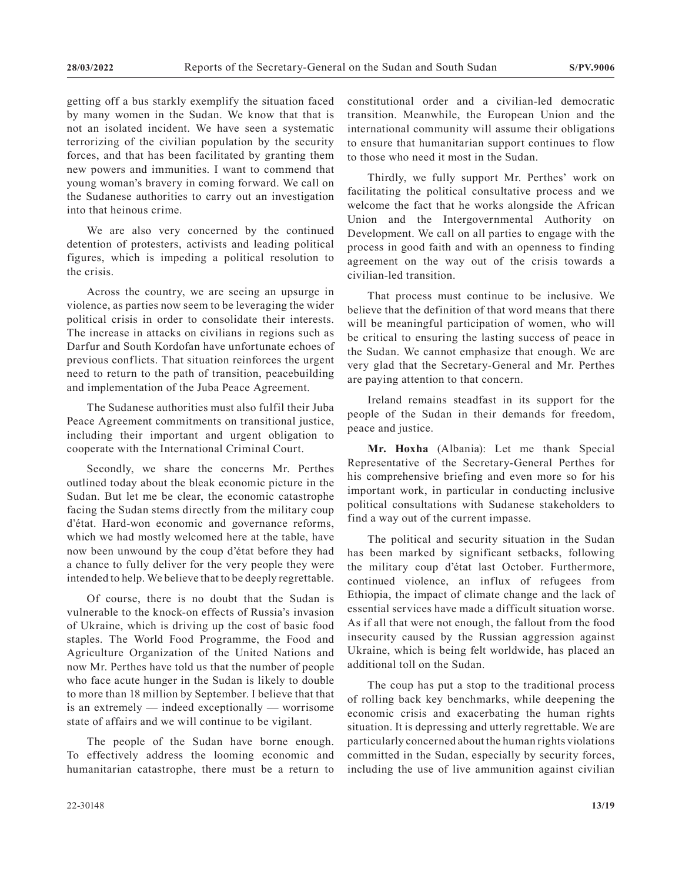getting off a bus starkly exemplify the situation faced by many women in the Sudan. We know that that is not an isolated incident. We have seen a systematic terrorizing of the civilian population by the security forces, and that has been facilitated by granting them new powers and immunities. I want to commend that young woman's bravery in coming forward. We call on the Sudanese authorities to carry out an investigation into that heinous crime.

We are also very concerned by the continued detention of protesters, activists and leading political figures, which is impeding a political resolution to the crisis.

Across the country, we are seeing an upsurge in violence, as parties now seem to be leveraging the wider political crisis in order to consolidate their interests. The increase in attacks on civilians in regions such as Darfur and South Kordofan have unfortunate echoes of previous conflicts. That situation reinforces the urgent need to return to the path of transition, peacebuilding and implementation of the Juba Peace Agreement.

The Sudanese authorities must also fulfil their Juba Peace Agreement commitments on transitional justice, including their important and urgent obligation to cooperate with the International Criminal Court.

Secondly, we share the concerns Mr. Perthes outlined today about the bleak economic picture in the Sudan. But let me be clear, the economic catastrophe facing the Sudan stems directly from the military coup d'état. Hard-won economic and governance reforms, which we had mostly welcomed here at the table, have now been unwound by the coup d'état before they had a chance to fully deliver for the very people they were intended to help. We believe that to be deeply regrettable.

Of course, there is no doubt that the Sudan is vulnerable to the knock-on effects of Russia's invasion of Ukraine, which is driving up the cost of basic food staples. The World Food Programme, the Food and Agriculture Organization of the United Nations and now Mr. Perthes have told us that the number of people who face acute hunger in the Sudan is likely to double to more than 18 million by September. I believe that that is an extremely — indeed exceptionally — worrisome state of affairs and we will continue to be vigilant.

The people of the Sudan have borne enough. To effectively address the looming economic and humanitarian catastrophe, there must be a return to constitutional order and a civilian-led democratic transition. Meanwhile, the European Union and the international community will assume their obligations to ensure that humanitarian support continues to flow to those who need it most in the Sudan.

Thirdly, we fully support Mr. Perthes' work on facilitating the political consultative process and we welcome the fact that he works alongside the African Union and the Intergovernmental Authority on Development. We call on all parties to engage with the process in good faith and with an openness to finding agreement on the way out of the crisis towards a civilian-led transition.

That process must continue to be inclusive. We believe that the definition of that word means that there will be meaningful participation of women, who will be critical to ensuring the lasting success of peace in the Sudan. We cannot emphasize that enough. We are very glad that the Secretary-General and Mr. Perthes are paying attention to that concern.

Ireland remains steadfast in its support for the people of the Sudan in their demands for freedom, peace and justice.

**Mr. Hoxha** (Albania): Let me thank Special Representative of the Secretary-General Perthes for his comprehensive briefing and even more so for his important work, in particular in conducting inclusive political consultations with Sudanese stakeholders to find a way out of the current impasse.

The political and security situation in the Sudan has been marked by significant setbacks, following the military coup d'état last October. Furthermore, continued violence, an influx of refugees from Ethiopia, the impact of climate change and the lack of essential services have made a difficult situation worse. As if all that were not enough, the fallout from the food insecurity caused by the Russian aggression against Ukraine, which is being felt worldwide, has placed an additional toll on the Sudan.

The coup has put a stop to the traditional process of rolling back key benchmarks, while deepening the economic crisis and exacerbating the human rights situation. It is depressing and utterly regrettable. We are particularly concerned about the human rights violations committed in the Sudan, especially by security forces, including the use of live ammunition against civilian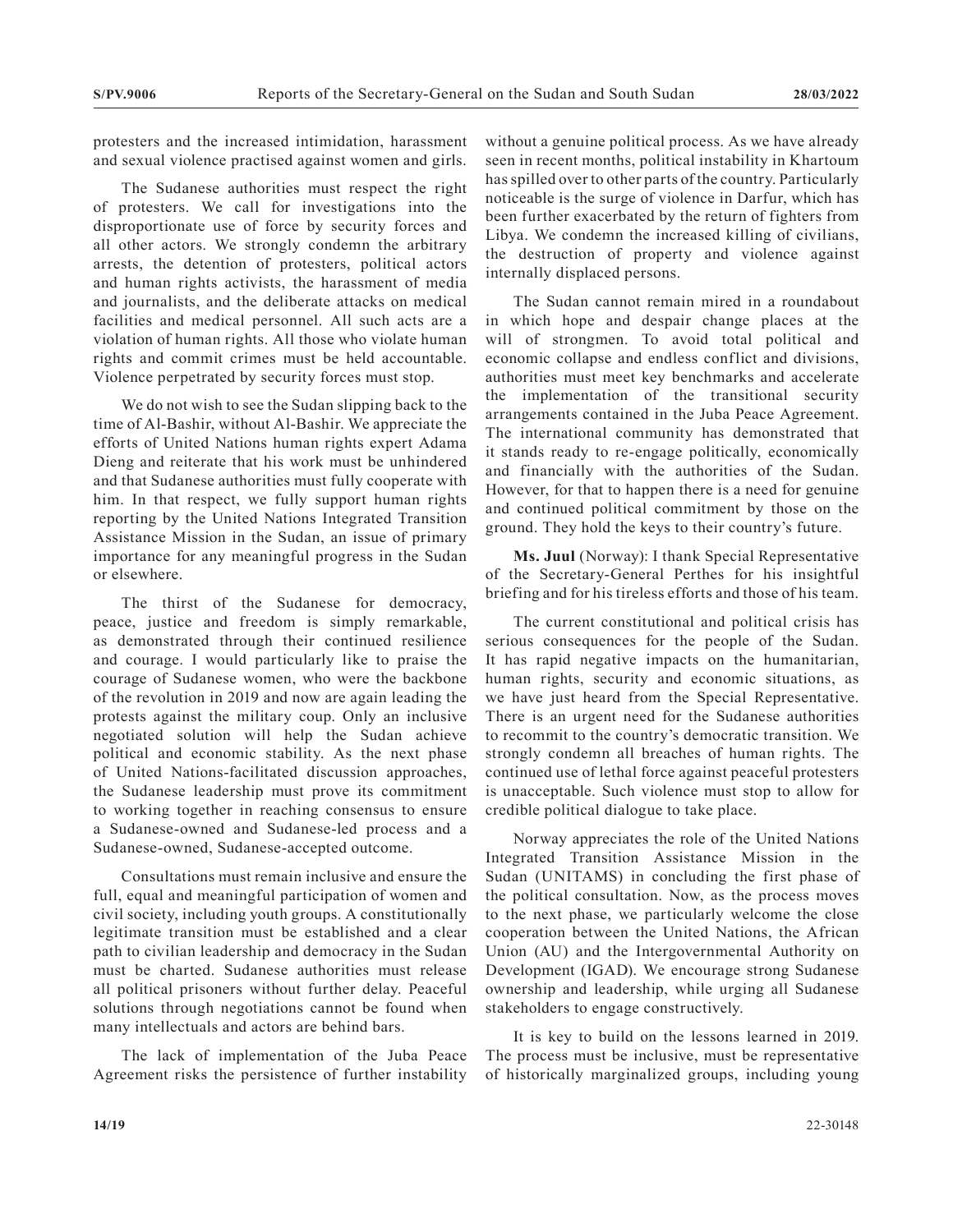protesters and the increased intimidation, harassment and sexual violence practised against women and girls.

The Sudanese authorities must respect the right of protesters. We call for investigations into the disproportionate use of force by security forces and all other actors. We strongly condemn the arbitrary arrests, the detention of protesters, political actors and human rights activists, the harassment of media and journalists, and the deliberate attacks on medical facilities and medical personnel. All such acts are a violation of human rights. All those who violate human rights and commit crimes must be held accountable. Violence perpetrated by security forces must stop.

We do not wish to see the Sudan slipping back to the time of Al-Bashir, without Al-Bashir. We appreciate the efforts of United Nations human rights expert Adama Dieng and reiterate that his work must be unhindered and that Sudanese authorities must fully cooperate with him. In that respect, we fully support human rights reporting by the United Nations Integrated Transition Assistance Mission in the Sudan, an issue of primary importance for any meaningful progress in the Sudan or elsewhere.

The thirst of the Sudanese for democracy, peace, justice and freedom is simply remarkable, as demonstrated through their continued resilience and courage. I would particularly like to praise the courage of Sudanese women, who were the backbone of the revolution in 2019 and now are again leading the protests against the military coup. Only an inclusive negotiated solution will help the Sudan achieve political and economic stability. As the next phase of United Nations-facilitated discussion approaches, the Sudanese leadership must prove its commitment to working together in reaching consensus to ensure a Sudanese-owned and Sudanese-led process and a Sudanese-owned, Sudanese-accepted outcome.

Consultations must remain inclusive and ensure the full, equal and meaningful participation of women and civil society, including youth groups. A constitutionally legitimate transition must be established and a clear path to civilian leadership and democracy in the Sudan must be charted. Sudanese authorities must release all political prisoners without further delay. Peaceful solutions through negotiations cannot be found when many intellectuals and actors are behind bars.

The lack of implementation of the Juba Peace Agreement risks the persistence of further instability without a genuine political process. As we have already seen in recent months, political instability in Khartoum has spilled over to other parts of the country. Particularly noticeable is the surge of violence in Darfur, which has been further exacerbated by the return of fighters from Libya. We condemn the increased killing of civilians, the destruction of property and violence against internally displaced persons.

The Sudan cannot remain mired in a roundabout in which hope and despair change places at the will of strongmen. To avoid total political and economic collapse and endless conflict and divisions, authorities must meet key benchmarks and accelerate the implementation of the transitional security arrangements contained in the Juba Peace Agreement. The international community has demonstrated that it stands ready to re-engage politically, economically and financially with the authorities of the Sudan. However, for that to happen there is a need for genuine and continued political commitment by those on the ground. They hold the keys to their country's future.

**Ms. Juul** (Norway): I thank Special Representative of the Secretary-General Perthes for his insightful briefing and for his tireless efforts and those of his team.

The current constitutional and political crisis has serious consequences for the people of the Sudan. It has rapid negative impacts on the humanitarian, human rights, security and economic situations, as we have just heard from the Special Representative. There is an urgent need for the Sudanese authorities to recommit to the country's democratic transition. We strongly condemn all breaches of human rights. The continued use of lethal force against peaceful protesters is unacceptable. Such violence must stop to allow for credible political dialogue to take place.

Norway appreciates the role of the United Nations Integrated Transition Assistance Mission in the Sudan (UNITAMS) in concluding the first phase of the political consultation. Now, as the process moves to the next phase, we particularly welcome the close cooperation between the United Nations, the African Union (AU) and the Intergovernmental Authority on Development (IGAD). We encourage strong Sudanese ownership and leadership, while urging all Sudanese stakeholders to engage constructively.

It is key to build on the lessons learned in 2019. The process must be inclusive, must be representative of historically marginalized groups, including young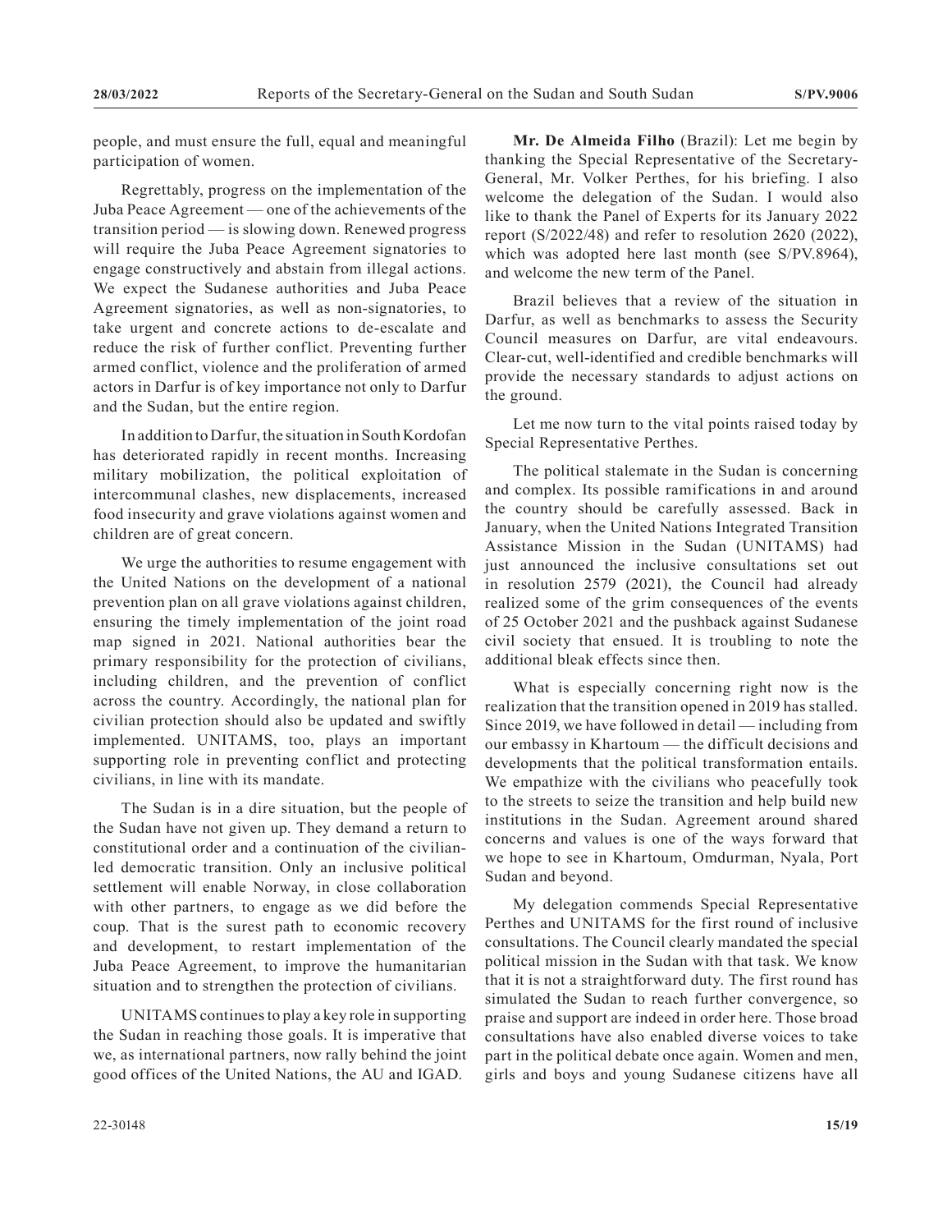people, and must ensure the full, equal and meaningful participation of women.

Regrettably, progress on the implementation of the Juba Peace Agreement — one of the achievements of the transition period — is slowing down. Renewed progress will require the Juba Peace Agreement signatories to engage constructively and abstain from illegal actions. We expect the Sudanese authorities and Juba Peace Agreement signatories, as well as non-signatories, to take urgent and concrete actions to de-escalate and reduce the risk of further conflict. Preventing further armed conflict, violence and the proliferation of armed actors in Darfur is of key importance not only to Darfur and the Sudan, but the entire region.

In addition to Darfur, the situation in South Kordofan has deteriorated rapidly in recent months. Increasing military mobilization, the political exploitation of intercommunal clashes, new displacements, increased food insecurity and grave violations against women and children are of great concern.

We urge the authorities to resume engagement with the United Nations on the development of a national prevention plan on all grave violations against children, ensuring the timely implementation of the joint road map signed in 2021. National authorities bear the primary responsibility for the protection of civilians, including children, and the prevention of conflict across the country. Accordingly, the national plan for civilian protection should also be updated and swiftly implemented. UNITAMS, too, plays an important supporting role in preventing conflict and protecting civilians, in line with its mandate.

The Sudan is in a dire situation, but the people of the Sudan have not given up. They demand a return to constitutional order and a continuation of the civilian-led democratic transition. Only an inclusive political settlement will enable Norway, in close collaboration with other partners, to engage as we did before the coup. That is the surest path to economic recovery and development, to restart implementation of the Juba Peace Agreement, to improve the humanitarian situation and to strengthen the protection of civilians.

UNITAMS continues to play a key role in supporting the Sudan in reaching those goals. It is imperative that we, as international partners, now rally behind the joint good offices of the United Nations, the AU and IGAD.

**Mr. De Almeida Filho** (Brazil): Let me begin by thanking the Special Representative of the Secretary-General, Mr. Volker Perthes, for his briefing. I also welcome the delegation of the Sudan. I would also like to thank the Panel of Experts for its January 2022 report (S/2022/48) and refer to resolution 2620 (2022), which was adopted here last month (see S/PV.8964), and welcome the new term of the Panel.

Brazil believes that a review of the situation in Darfur, as well as benchmarks to assess the Security Council measures on Darfur, are vital endeavours. Clear-cut, well-identified and credible benchmarks will provide the necessary standards to adjust actions on the ground.

Let me now turn to the vital points raised today by Special Representative Perthes.

The political stalemate in the Sudan is concerning and complex. Its possible ramifications in and around the country should be carefully assessed. Back in January, when the United Nations Integrated Transition Assistance Mission in the Sudan (UNITAMS) had just announced the inclusive consultations set out in resolution 2579 (2021), the Council had already realized some of the grim consequences of the events of 25 October 2021 and the pushback against Sudanese civil society that ensued. It is troubling to note the additional bleak effects since then.

What is especially concerning right now is the realization that the transition opened in 2019 has stalled. Since 2019, we have followed in detail — including from our embassy in Khartoum — the difficult decisions and developments that the political transformation entails. We empathize with the civilians who peacefully took to the streets to seize the transition and help build new institutions in the Sudan. Agreement around shared concerns and values is one of the ways forward that we hope to see in Khartoum, Omdurman, Nyala, Port Sudan and beyond.

My delegation commends Special Representative Perthes and UNITAMS for the first round of inclusive consultations. The Council clearly mandated the special political mission in the Sudan with that task. We know that it is not a straightforward duty. The first round has simulated the Sudan to reach further convergence, so praise and support are indeed in order here. Those broad consultations have also enabled diverse voices to take part in the political debate once again. Women and men, girls and boys and young Sudanese citizens have all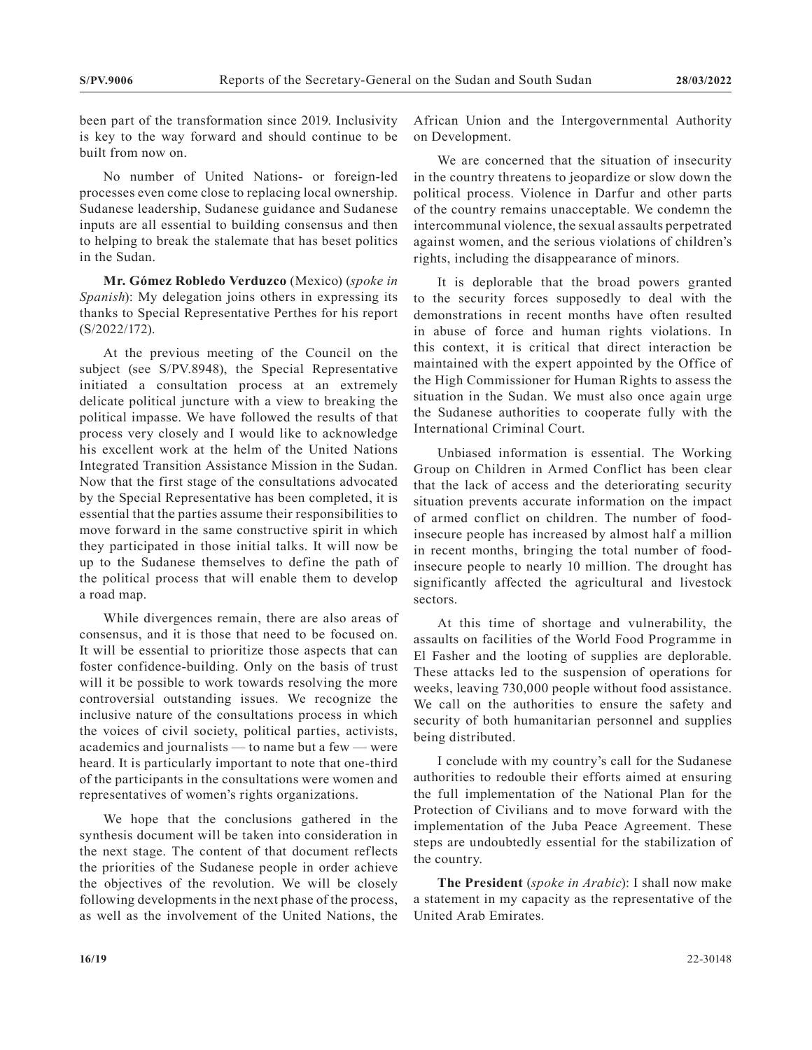been part of the transformation since 2019. Inclusivity is key to the way forward and should continue to be built from now on.

No number of United Nations- or foreign-led processes even come close to replacing local ownership. Sudanese leadership, Sudanese guidance and Sudanese inputs are all essential to building consensus and then to helping to break the stalemate that has beset politics in the Sudan.

**Mr. Gómez Robledo Verduzco** (Mexico) (*spoke in Spanish*): My delegation joins others in expressing its thanks to Special Representative Perthes for his report (S/2022/172).

At the previous meeting of the Council on the subject (see S/PV.8948), the Special Representative initiated a consultation process at an extremely delicate political juncture with a view to breaking the political impasse. We have followed the results of that process very closely and I would like to acknowledge his excellent work at the helm of the United Nations Integrated Transition Assistance Mission in the Sudan. Now that the first stage of the consultations advocated by the Special Representative has been completed, it is essential that the parties assume their responsibilities to move forward in the same constructive spirit in which they participated in those initial talks. It will now be up to the Sudanese themselves to define the path of the political process that will enable them to develop a road map.

While divergences remain, there are also areas of consensus, and it is those that need to be focused on. It will be essential to prioritize those aspects that can foster confidence-building. Only on the basis of trust will it be possible to work towards resolving the more controversial outstanding issues. We recognize the inclusive nature of the consultations process in which the voices of civil society, political parties, activists, academics and journalists — to name but a few — were heard. It is particularly important to note that one-third of the participants in the consultations were women and representatives of women's rights organizations.

We hope that the conclusions gathered in the synthesis document will be taken into consideration in the next stage. The content of that document reflects the priorities of the Sudanese people in order achieve the objectives of the revolution. We will be closely following developments in the next phase of the process, as well as the involvement of the United Nations, the African Union and the Intergovernmental Authority on Development.

We are concerned that the situation of insecurity in the country threatens to jeopardize or slow down the political process. Violence in Darfur and other parts of the country remains unacceptable. We condemn the intercommunal violence, the sexual assaults perpetrated against women, and the serious violations of children's rights, including the disappearance of minors.

It is deplorable that the broad powers granted to the security forces supposedly to deal with the demonstrations in recent months have often resulted in abuse of force and human rights violations. In this context, it is critical that direct interaction be maintained with the expert appointed by the Office of the High Commissioner for Human Rights to assess the situation in the Sudan. We must also once again urge the Sudanese authorities to cooperate fully with the International Criminal Court.

Unbiased information is essential. The Working Group on Children in Armed Conflict has been clear that the lack of access and the deteriorating security situation prevents accurate information on the impact of armed conflict on children. The number of food-insecure people has increased by almost half a million in recent months, bringing the total number of food-insecure people to nearly 10 million. The drought has significantly affected the agricultural and livestock sectors.

At this time of shortage and vulnerability, the assaults on facilities of the World Food Programme in El Fasher and the looting of supplies are deplorable. These attacks led to the suspension of operations for weeks, leaving 730,000 people without food assistance. We call on the authorities to ensure the safety and security of both humanitarian personnel and supplies being distributed.

I conclude with my country's call for the Sudanese authorities to redouble their efforts aimed at ensuring the full implementation of the National Plan for the Protection of Civilians and to move forward with the implementation of the Juba Peace Agreement. These steps are undoubtedly essential for the stabilization of the country.

**The President** (*spoke in Arabic*): I shall now make a statement in my capacity as the representative of the United Arab Emirates.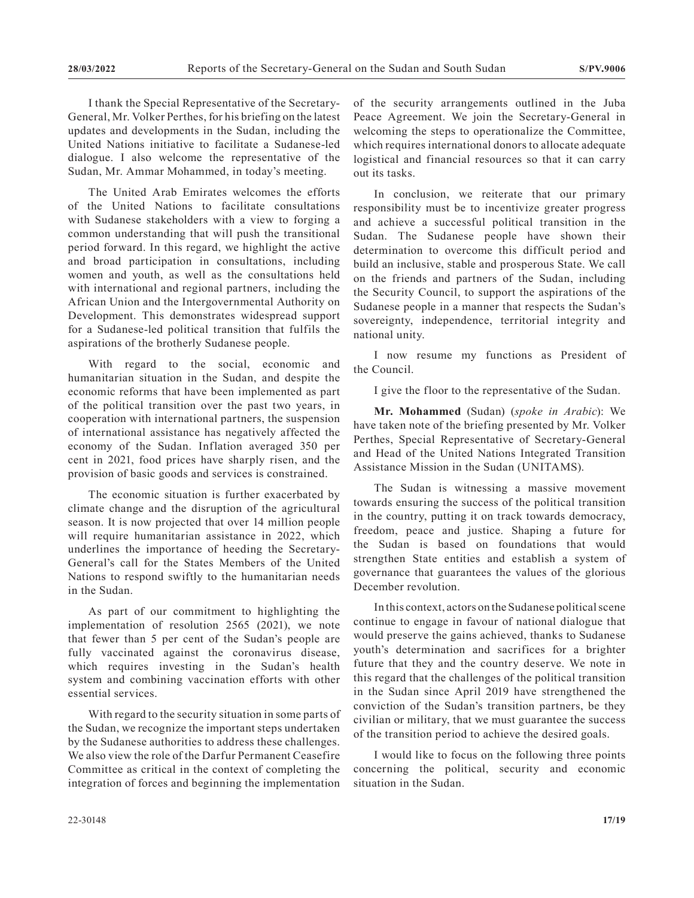I thank the Special Representative of the Secretary-General, Mr. Volker Perthes, for his briefing on the latest updates and developments in the Sudan, including the United Nations initiative to facilitate a Sudanese-led dialogue. I also welcome the representative of the Sudan, Mr. Ammar Mohammed, in today's meeting.

The United Arab Emirates welcomes the efforts of the United Nations to facilitate consultations with Sudanese stakeholders with a view to forging a common understanding that will push the transitional period forward. In this regard, we highlight the active and broad participation in consultations, including women and youth, as well as the consultations held with international and regional partners, including the African Union and the Intergovernmental Authority on Development. This demonstrates widespread support for a Sudanese-led political transition that fulfils the aspirations of the brotherly Sudanese people.

With regard to the social, economic and humanitarian situation in the Sudan, and despite the economic reforms that have been implemented as part of the political transition over the past two years, in cooperation with international partners, the suspension of international assistance has negatively affected the economy of the Sudan. Inflation averaged 350 per cent in 2021, food prices have sharply risen, and the provision of basic goods and services is constrained.

The economic situation is further exacerbated by climate change and the disruption of the agricultural season. It is now projected that over 14 million people will require humanitarian assistance in 2022, which underlines the importance of heeding the Secretary-General's call for the States Members of the United Nations to respond swiftly to the humanitarian needs in the Sudan.

As part of our commitment to highlighting the implementation of resolution 2565 (2021), we note that fewer than 5 per cent of the Sudan's people are fully vaccinated against the coronavirus disease, which requires investing in the Sudan's health system and combining vaccination efforts with other essential services.

With regard to the security situation in some parts of the Sudan, we recognize the important steps undertaken by the Sudanese authorities to address these challenges. We also view the role of the Darfur Permanent Ceasefire Committee as critical in the context of completing the integration of forces and beginning the implementation of the security arrangements outlined in the Juba Peace Agreement. We join the Secretary-General in welcoming the steps to operationalize the Committee, which requires international donors to allocate adequate logistical and financial resources so that it can carry out its tasks.

In conclusion, we reiterate that our primary responsibility must be to incentivize greater progress and achieve a successful political transition in the Sudan. The Sudanese people have shown their determination to overcome this difficult period and build an inclusive, stable and prosperous State. We call on the friends and partners of the Sudan, including the Security Council, to support the aspirations of the Sudanese people in a manner that respects the Sudan's sovereignty, independence, territorial integrity and national unity.

I now resume my functions as President of the Council.

I give the floor to the representative of the Sudan.

**Mr. Mohammed** (Sudan) (*spoke in Arabic*): We have taken note of the briefing presented by Mr. Volker Perthes, Special Representative of Secretary-General and Head of the United Nations Integrated Transition Assistance Mission in the Sudan (UNITAMS).

The Sudan is witnessing a massive movement towards ensuring the success of the political transition in the country, putting it on track towards democracy, freedom, peace and justice. Shaping a future for the Sudan is based on foundations that would strengthen State entities and establish a system of governance that guarantees the values of the glorious December revolution.

In this context, actors on the Sudanese political scene continue to engage in favour of national dialogue that would preserve the gains achieved, thanks to Sudanese youth's determination and sacrifices for a brighter future that they and the country deserve. We note in this regard that the challenges of the political transition in the Sudan since April 2019 have strengthened the conviction of the Sudan's transition partners, be they civilian or military, that we must guarantee the success of the transition period to achieve the desired goals.

I would like to focus on the following three points concerning the political, security and economic situation in the Sudan.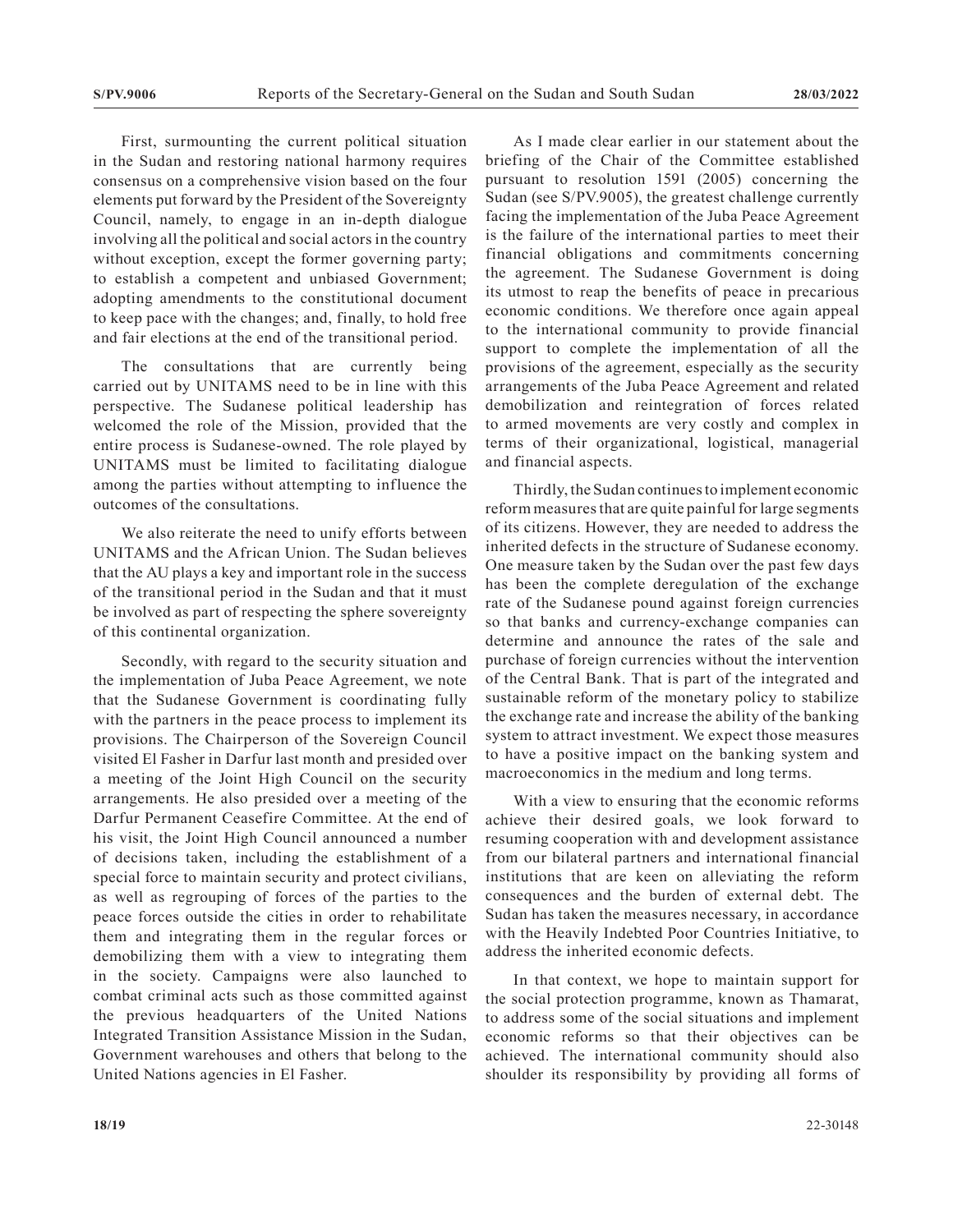First, surmounting the current political situation in the Sudan and restoring national harmony requires consensus on a comprehensive vision based on the four elements put forward by the President of the Sovereignty Council, namely, to engage in an in-depth dialogue involving all the political and social actors in the country without exception, except the former governing party; to establish a competent and unbiased Government; adopting amendments to the constitutional document to keep pace with the changes; and, finally, to hold free and fair elections at the end of the transitional period.

The consultations that are currently being carried out by UNITAMS need to be in line with this perspective. The Sudanese political leadership has welcomed the role of the Mission, provided that the entire process is Sudanese-owned. The role played by UNITAMS must be limited to facilitating dialogue among the parties without attempting to influence the outcomes of the consultations.

We also reiterate the need to unify efforts between UNITAMS and the African Union. The Sudan believes that the AU plays a key and important role in the success of the transitional period in the Sudan and that it must be involved as part of respecting the sphere sovereignty of this continental organization.

Secondly, with regard to the security situation and the implementation of Juba Peace Agreement, we note that the Sudanese Government is coordinating fully with the partners in the peace process to implement its provisions. The Chairperson of the Sovereign Council visited El Fasher in Darfur last month and presided over a meeting of the Joint High Council on the security arrangements. He also presided over a meeting of the Darfur Permanent Ceasefire Committee. At the end of his visit, the Joint High Council announced a number of decisions taken, including the establishment of a special force to maintain security and protect civilians, as well as regrouping of forces of the parties to the peace forces outside the cities in order to rehabilitate them and integrating them in the regular forces or demobilizing them with a view to integrating them in the society. Campaigns were also launched to combat criminal acts such as those committed against the previous headquarters of the United Nations Integrated Transition Assistance Mission in the Sudan, Government warehouses and others that belong to the United Nations agencies in El Fasher.

As I made clear earlier in our statement about the briefing of the Chair of the Committee established pursuant to resolution 1591 (2005) concerning the Sudan (see S/PV.9005), the greatest challenge currently facing the implementation of the Juba Peace Agreement is the failure of the international parties to meet their financial obligations and commitments concerning the agreement. The Sudanese Government is doing its utmost to reap the benefits of peace in precarious economic conditions. We therefore once again appeal to the international community to provide financial support to complete the implementation of all the provisions of the agreement, especially as the security arrangements of the Juba Peace Agreement and related demobilization and reintegration of forces related to armed movements are very costly and complex in terms of their organizational, logistical, managerial and financial aspects.

Thirdly, the Sudan continues to implement economic reform measures that are quite painful for large segments of its citizens. However, they are needed to address the inherited defects in the structure of Sudanese economy. One measure taken by the Sudan over the past few days has been the complete deregulation of the exchange rate of the Sudanese pound against foreign currencies so that banks and currency-exchange companies can determine and announce the rates of the sale and purchase of foreign currencies without the intervention of the Central Bank. That is part of the integrated and sustainable reform of the monetary policy to stabilize the exchange rate and increase the ability of the banking system to attract investment. We expect those measures to have a positive impact on the banking system and macroeconomics in the medium and long terms.

With a view to ensuring that the economic reforms achieve their desired goals, we look forward to resuming cooperation with and development assistance from our bilateral partners and international financial institutions that are keen on alleviating the reform consequences and the burden of external debt. The Sudan has taken the measures necessary, in accordance with the Heavily Indebted Poor Countries Initiative, to address the inherited economic defects.

In that context, we hope to maintain support for the social protection programme, known as Thamarat, to address some of the social situations and implement economic reforms so that their objectives can be achieved. The international community should also shoulder its responsibility by providing all forms of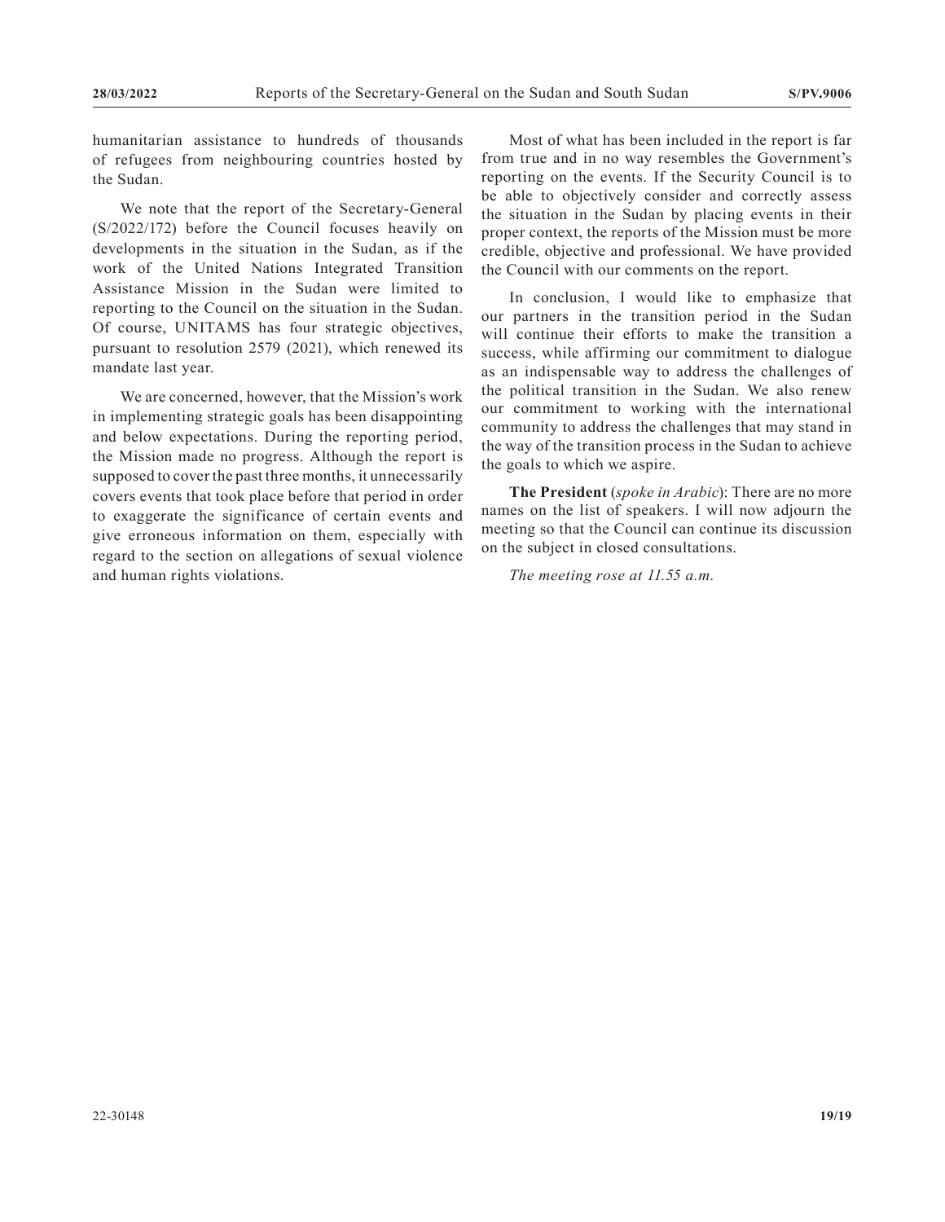humanitarian assistance to hundreds of thousands of refugees from neighbouring countries hosted by the Sudan.

We note that the report of the Secretary-General (S/2022/172) before the Council focuses heavily on developments in the situation in the Sudan, as if the work of the United Nations Integrated Transition Assistance Mission in the Sudan were limited to reporting to the Council on the situation in the Sudan. Of course, UNITAMS has four strategic objectives, pursuant to resolution 2579 (2021), which renewed its mandate last year.

We are concerned, however, that the Mission's work in implementing strategic goals has been disappointing and below expectations. During the reporting period, the Mission made no progress. Although the report is supposed to cover the past three months, it unnecessarily covers events that took place before that period in order to exaggerate the significance of certain events and give erroneous information on them, especially with regard to the section on allegations of sexual violence and human rights violations.

Most of what has been included in the report is far from true and in no way resembles the Government's reporting on the events. If the Security Council is to be able to objectively consider and correctly assess the situation in the Sudan by placing events in their proper context, the reports of the Mission must be more credible, objective and professional. We have provided the Council with our comments on the report.

In conclusion, I would like to emphasize that our partners in the transition period in the Sudan will continue their efforts to make the transition a success, while affirming our commitment to dialogue as an indispensable way to address the challenges of the political transition in the Sudan. We also renew our commitment to working with the international community to address the challenges that may stand in the way of the transition process in the Sudan to achieve the goals to which we aspire.

**The President** (*spoke in Arabic*): There are no more names on the list of speakers. I will now adjourn the meeting so that the Council can continue its discussion on the subject in closed consultations.

*The meeting rose at 11.55 a.m.*